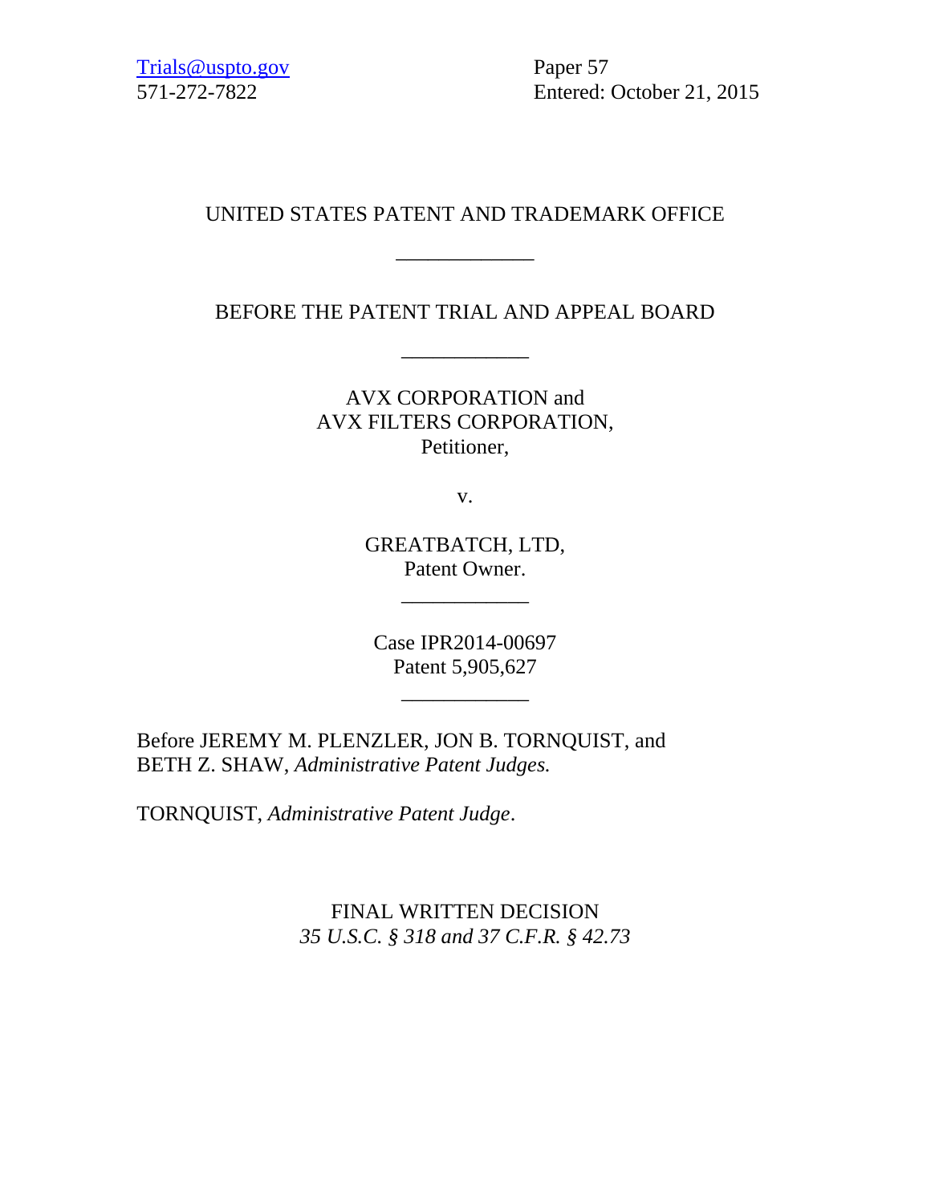Trials@uspto.gov
571-272-7822

Paper 57
Entered: October 21, 2015

UNITED STATES PATENT AND TRADEMARK OFFICE

_____________

BEFORE THE PATENT TRIAL AND APPEAL BOARD

____________

AVX CORPORATION and
AVX FILTERS CORPORATION,
Petitioner,

v.

GREATBATCH, LTD,
Patent Owner.

____________

Case IPR2014-00697
Patent 5,905,627

____________

Before JEREMY M. PLENZLER, JON B. TORNQUIST, and BETH Z. SHAW, *Administrative Patent Judges.*

TORNQUIST, *Administrative Patent Judge*.

FINAL WRITTEN DECISION
*35 U.S.C. § 318 and 37 C.F.R. § 42.73*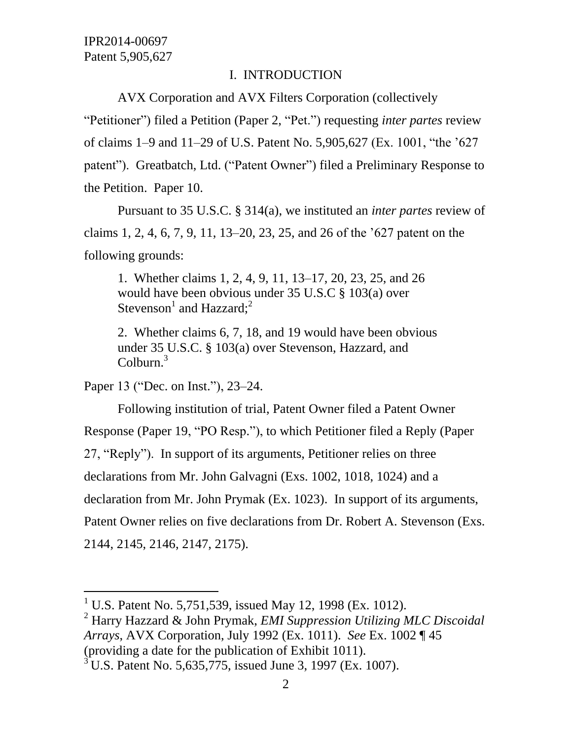I. INTRODUCTION

AVX Corporation and AVX Filters Corporation (collectively "Petitioner") filed a Petition (Paper 2, "Pet.") requesting *inter partes* review of claims 1–9 and 11–29 of U.S. Patent No. 5,905,627 (Ex. 1001, "the '627 patent"). Greatbatch, Ltd. ("Patent Owner") filed a Preliminary Response to the Petition. Paper 10.

Pursuant to 35 U.S.C. § 314(a), we instituted an *inter partes* review of claims 1, 2, 4, 6, 7, 9, 11, 13–20, 23, 25, and 26 of the '627 patent on the following grounds:

> 1. Whether claims 1, 2, 4, 9, 11, 13–17, 20, 23, 25, and 26 would have been obvious under 35 U.S.C § 103(a) over Stevenson[1] and Hazzard;[2]
>
> 2. Whether claims 6, 7, 18, and 19 would have been obvious under 35 U.S.C. § 103(a) over Stevenson, Hazzard, and Colburn.[3]

Paper 13 ("Dec. on Inst."), 23–24.

Following institution of trial, Patent Owner filed a Patent Owner Response (Paper 19, "PO Resp."), to which Petitioner filed a Reply (Paper 27, "Reply"). In support of its arguments, Petitioner relies on three declarations from Mr. John Galvagni (Exs. 1002, 1018, 1024) and a declaration from Mr. John Prymak (Ex. 1023). In support of its arguments, Patent Owner relies on five declarations from Dr. Robert A. Stevenson (Exs. 2144, 2145, 2146, 2147, 2175).

---

[1] U.S. Patent No. 5,751,539, issued May 12, 1998 (Ex. 1012).

[2] Harry Hazzard & John Prymak, *EMI Suppression Utilizing MLC Discoidal Arrays*, AVX Corporation, July 1992 (Ex. 1011). *See* Ex. 1002 ¶ 45 (providing a date for the publication of Exhibit 1011).

[3] U.S. Patent No. 5,635,775, issued June 3, 1997 (Ex. 1007).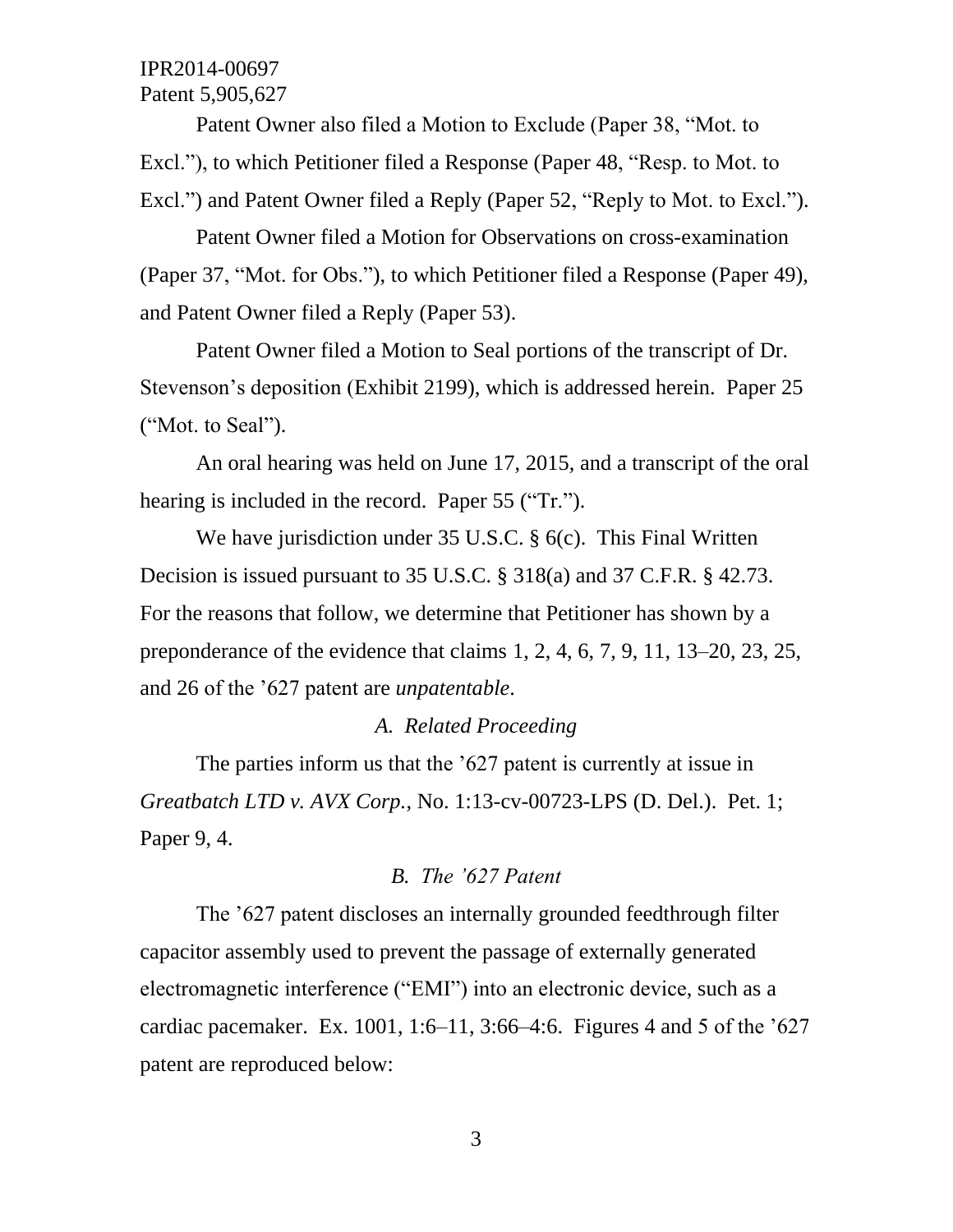Patent Owner also filed a Motion to Exclude (Paper 38, "Mot. to Excl."), to which Petitioner filed a Response (Paper 48, "Resp. to Mot. to Excl.") and Patent Owner filed a Reply (Paper 52, "Reply to Mot. to Excl.").

Patent Owner filed a Motion for Observations on cross-examination (Paper 37, "Mot. for Obs."), to which Petitioner filed a Response (Paper 49), and Patent Owner filed a Reply (Paper 53).

Patent Owner filed a Motion to Seal portions of the transcript of Dr. Stevenson's deposition (Exhibit 2199), which is addressed herein. Paper 25 ("Mot. to Seal").

An oral hearing was held on June 17, 2015, and a transcript of the oral hearing is included in the record. Paper 55 ("Tr.").

We have jurisdiction under 35 U.S.C. § 6(c). This Final Written Decision is issued pursuant to 35 U.S.C. § 318(a) and 37 C.F.R. § 42.73. For the reasons that follow, we determine that Petitioner has shown by a preponderance of the evidence that claims 1, 2, 4, 6, 7, 9, 11, 13–20, 23, 25, and 26 of the '627 patent are *unpatentable*.

### *A. Related Proceeding*

The parties inform us that the '627 patent is currently at issue in *Greatbatch LTD v. AVX Corp.*, No. 1:13-cv-00723-LPS (D. Del.). Pet. 1; Paper 9, 4.

### *B. The '627 Patent*

The '627 patent discloses an internally grounded feedthrough filter capacitor assembly used to prevent the passage of externally generated electromagnetic interference ("EMI") into an electronic device, such as a cardiac pacemaker. Ex. 1001, 1:6–11, 3:66–4:6. Figures 4 and 5 of the '627 patent are reproduced below: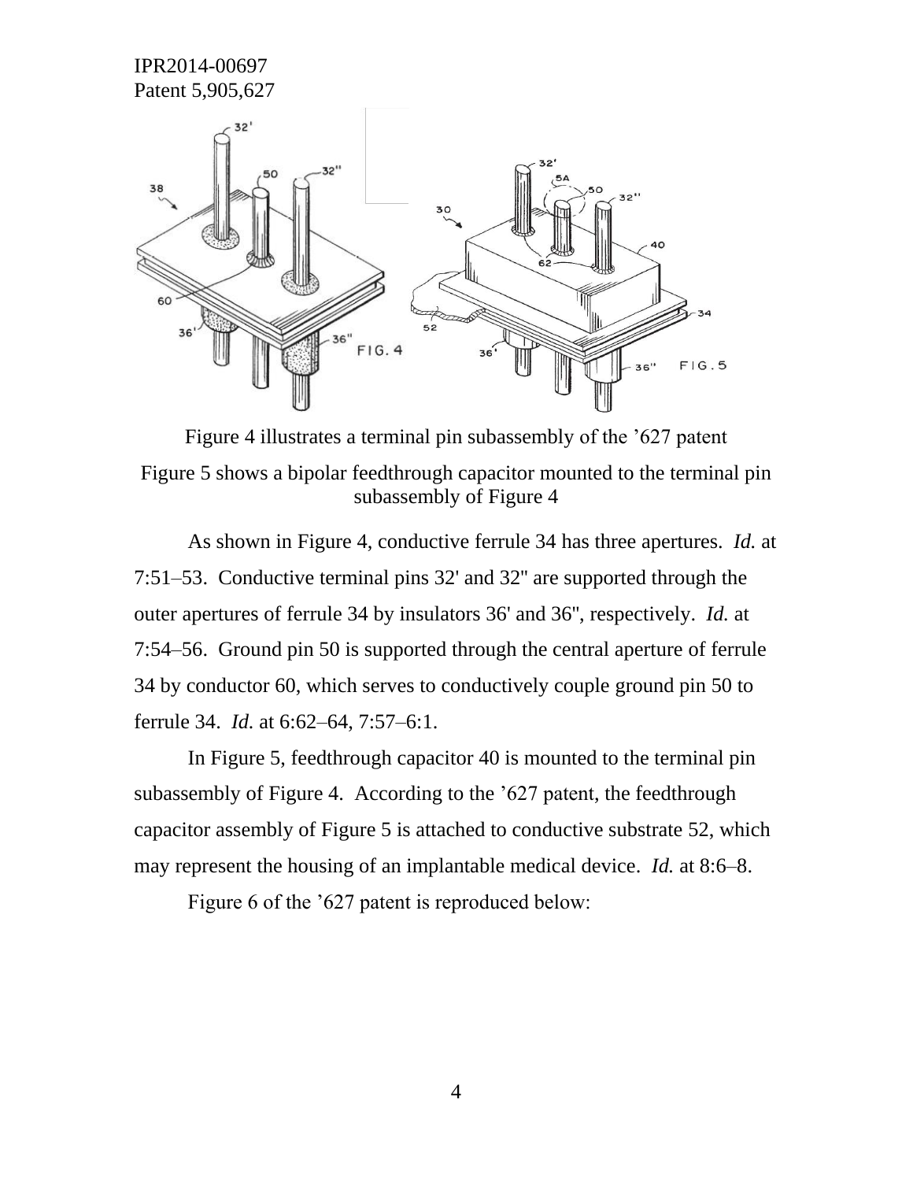Figure 4 illustrates a terminal pin subassembly of the ’627 patent

Figure 5 shows a bipolar feedthrough capacitor mounted to the terminal pin subassembly of Figure 4

As shown in Figure 4, conductive ferrule 34 has three apertures. *Id.* at 7:51–53. Conductive terminal pins 32' and 32" are supported through the outer apertures of ferrule 34 by insulators 36' and 36", respectively. *Id.* at 7:54–56. Ground pin 50 is supported through the central aperture of ferrule 34 by conductor 60, which serves to conductively couple ground pin 50 to ferrule 34. *Id.* at 6:62–64, 7:57–6:1.

In Figure 5, feedthrough capacitor 40 is mounted to the terminal pin subassembly of Figure 4. According to the ’627 patent, the feedthrough capacitor assembly of Figure 5 is attached to conductive substrate 52, which may represent the housing of an implantable medical device. *Id.* at 8:6–8.

Figure 6 of the ’627 patent is reproduced below: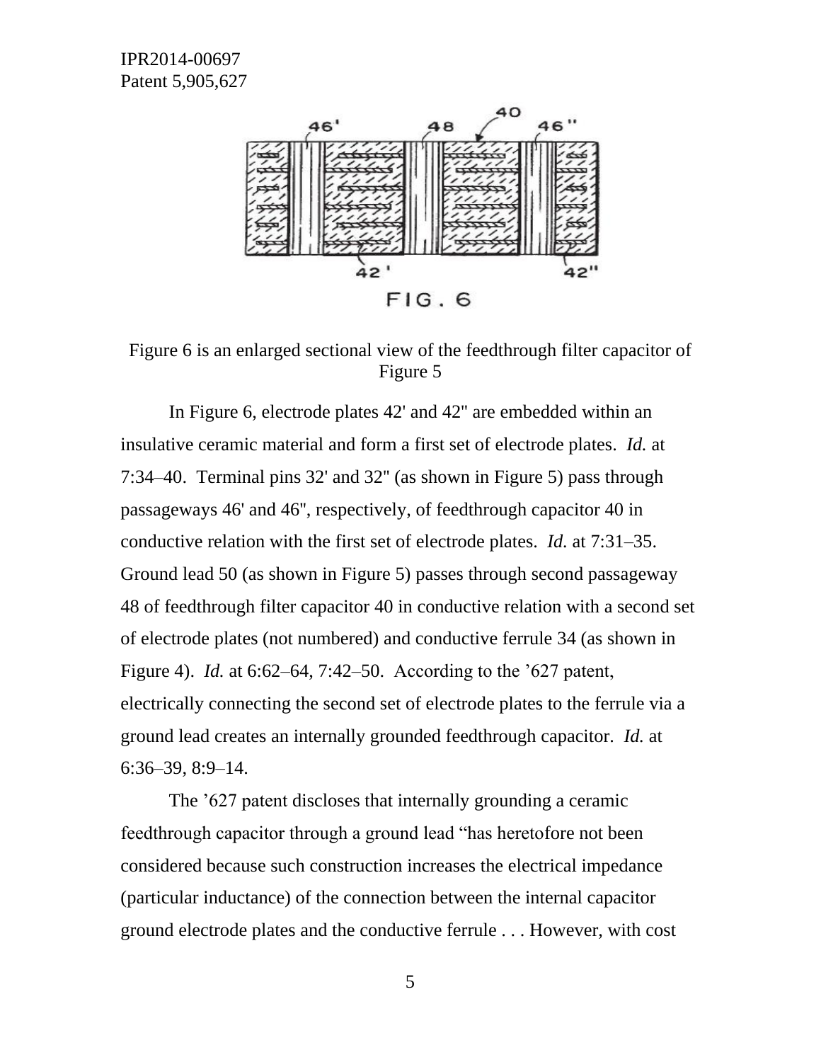Figure 6 is an enlarged sectional view of the feedthrough filter capacitor of Figure 5

In Figure 6, electrode plates 42' and 42" are embedded within an insulative ceramic material and form a first set of electrode plates. *Id.* at 7:34–40. Terminal pins 32' and 32" (as shown in Figure 5) pass through passageways 46' and 46", respectively, of feedthrough capacitor 40 in conductive relation with the first set of electrode plates. *Id.* at 7:31–35. Ground lead 50 (as shown in Figure 5) passes through second passageway 48 of feedthrough filter capacitor 40 in conductive relation with a second set of electrode plates (not numbered) and conductive ferrule 34 (as shown in Figure 4). *Id.* at 6:62–64, 7:42–50. According to the ’627 patent, electrically connecting the second set of electrode plates to the ferrule via a ground lead creates an internally grounded feedthrough capacitor. *Id.* at 6:36–39, 8:9–14.

The ’627 patent discloses that internally grounding a ceramic feedthrough capacitor through a ground lead “has heretofore not been considered because such construction increases the electrical impedance (particular inductance) of the connection between the internal capacitor ground electrode plates and the conductive ferrule . . . However, with cost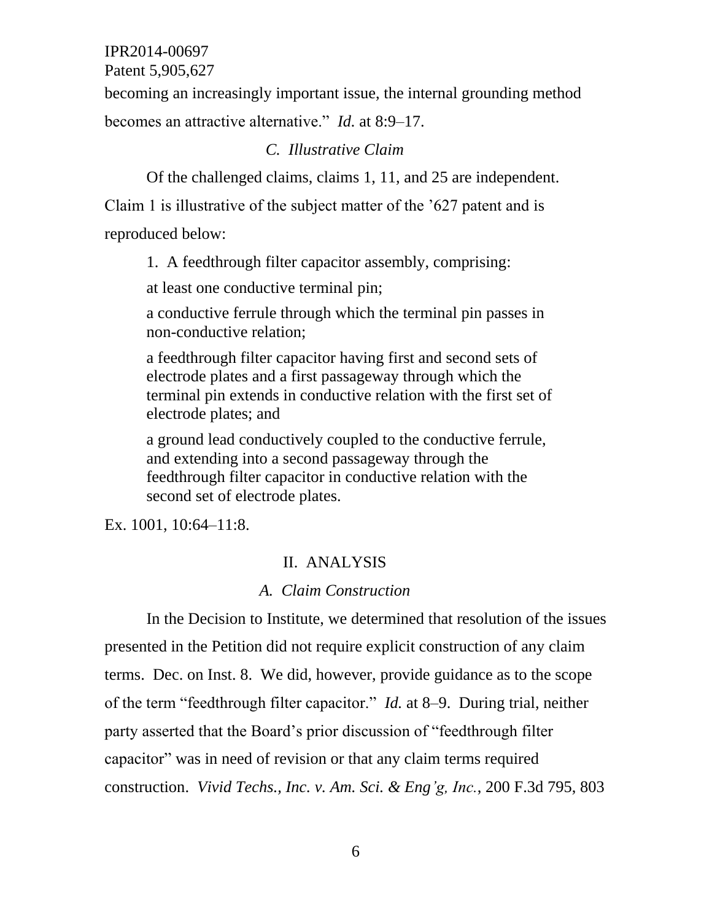becoming an increasingly important issue, the internal grounding method becomes an attractive alternative." *Id.* at 8:9–17.

### *C. Illustrative Claim*

Of the challenged claims, claims 1, 11, and 25 are independent. Claim 1 is illustrative of the subject matter of the '627 patent and is reproduced below:

> 1. A feedthrough filter capacitor assembly, comprising:
>
> at least one conductive terminal pin;
>
> a conductive ferrule through which the terminal pin passes in non-conductive relation;
>
> a feedthrough filter capacitor having first and second sets of electrode plates and a first passageway through which the terminal pin extends in conductive relation with the first set of electrode plates; and
>
> a ground lead conductively coupled to the conductive ferrule, and extending into a second passageway through the feedthrough filter capacitor in conductive relation with the second set of electrode plates.

Ex. 1001, 10:64–11:8.

## II. ANALYSIS

### *A. Claim Construction*

In the Decision to Institute, we determined that resolution of the issues presented in the Petition did not require explicit construction of any claim terms. Dec. on Inst. 8. We did, however, provide guidance as to the scope of the term "feedthrough filter capacitor." *Id.* at 8–9. During trial, neither party asserted that the Board's prior discussion of "feedthrough filter capacitor" was in need of revision or that any claim terms required construction. *Vivid Techs., Inc. v. Am. Sci. & Eng'g, Inc.*, 200 F.3d 795, 803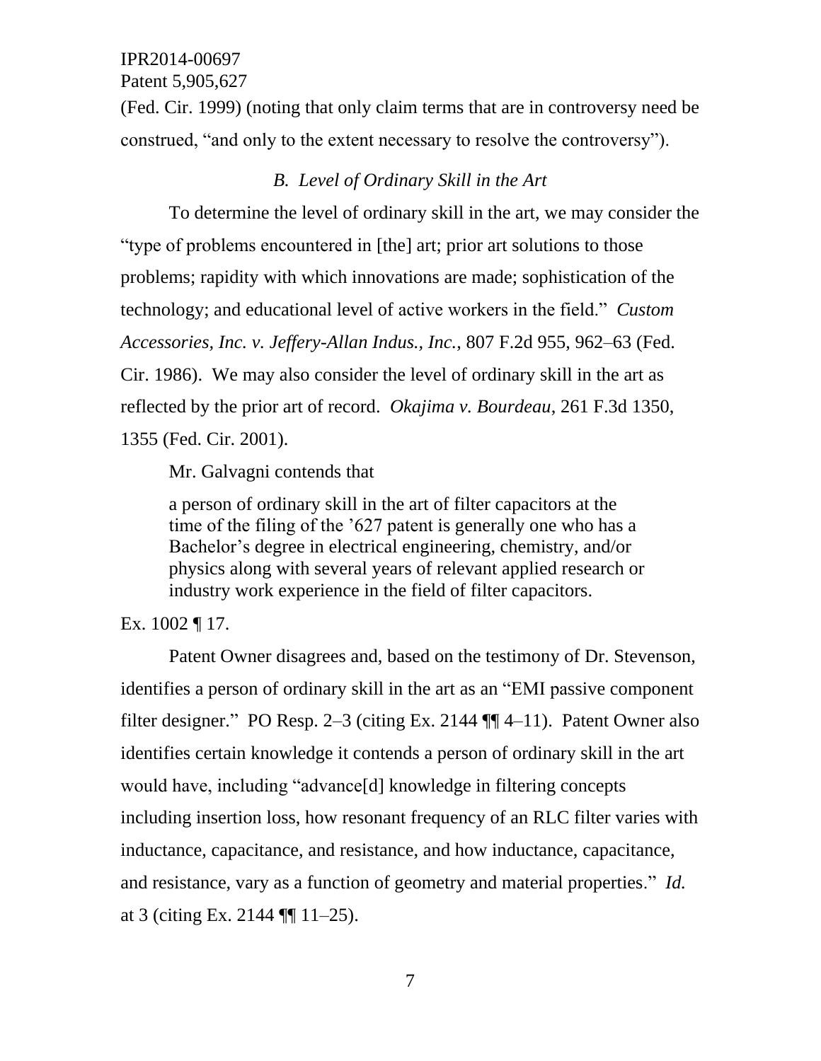(Fed. Cir. 1999) (noting that only claim terms that are in controversy need be construed, "and only to the extent necessary to resolve the controversy").

### *B. Level of Ordinary Skill in the Art*

To determine the level of ordinary skill in the art, we may consider the "type of problems encountered in [the] art; prior art solutions to those problems; rapidity with which innovations are made; sophistication of the technology; and educational level of active workers in the field." *Custom Accessories, Inc. v. Jeffery-Allan Indus., Inc.*, 807 F.2d 955, 962–63 (Fed. Cir. 1986). We may also consider the level of ordinary skill in the art as reflected by the prior art of record. *Okajima v. Bourdeau*, 261 F.3d 1350, 1355 (Fed. Cir. 2001).

Mr. Galvagni contends that

> a person of ordinary skill in the art of filter capacitors at the time of the filing of the '627 patent is generally one who has a Bachelor's degree in electrical engineering, chemistry, and/or physics along with several years of relevant applied research or industry work experience in the field of filter capacitors.

Ex. 1002 ¶ 17.

Patent Owner disagrees and, based on the testimony of Dr. Stevenson, identifies a person of ordinary skill in the art as an "EMI passive component filter designer." PO Resp. 2–3 (citing Ex. 2144 ¶¶ 4–11). Patent Owner also identifies certain knowledge it contends a person of ordinary skill in the art would have, including "advance[d] knowledge in filtering concepts including insertion loss, how resonant frequency of an RLC filter varies with inductance, capacitance, and resistance, and how inductance, capacitance, and resistance, vary as a function of geometry and material properties." *Id.* at 3 (citing Ex. 2144 ¶¶ 11–25).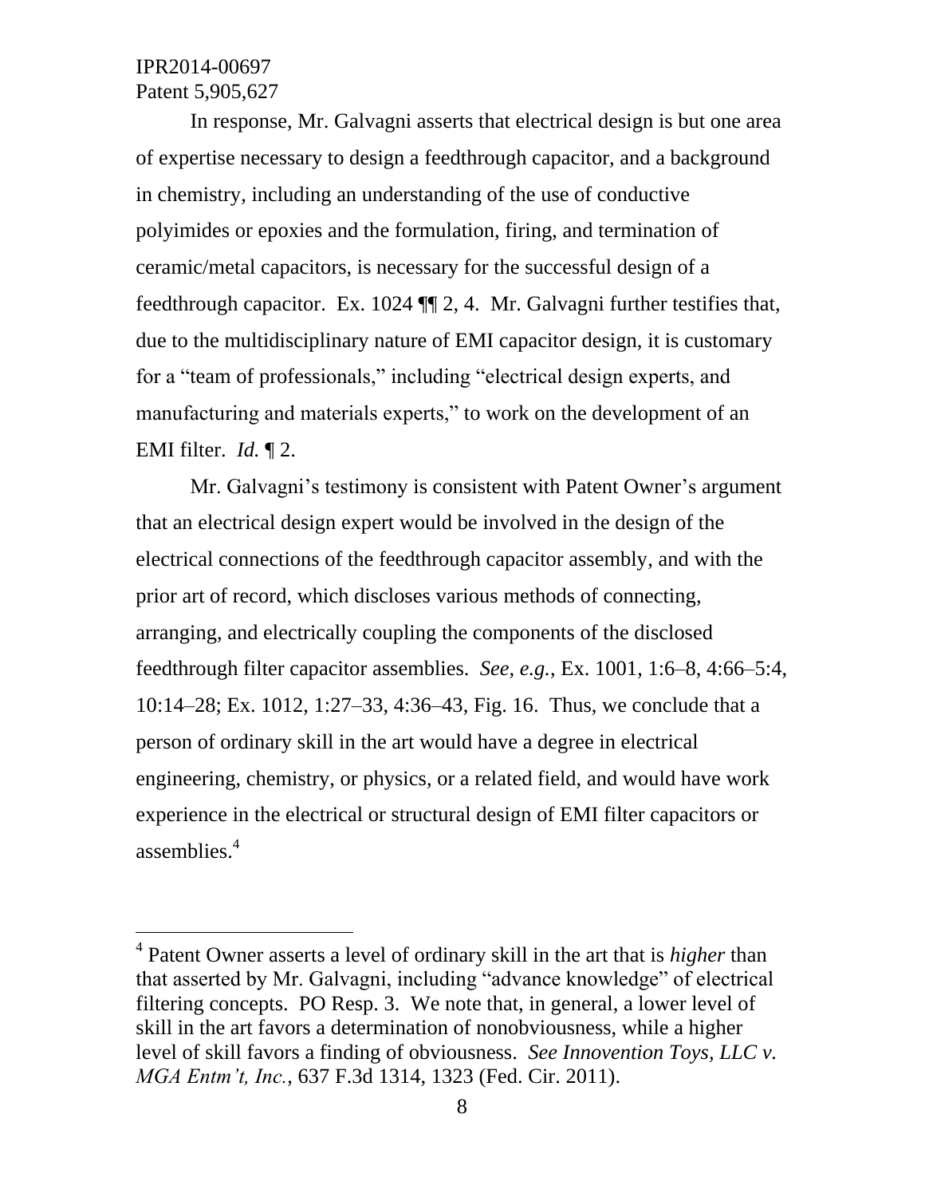In response, Mr. Galvagni asserts that electrical design is but one area of expertise necessary to design a feedthrough capacitor, and a background in chemistry, including an understanding of the use of conductive polyimides or epoxies and the formulation, firing, and termination of ceramic/metal capacitors, is necessary for the successful design of a feedthrough capacitor. Ex. 1024 ¶¶ 2, 4. Mr. Galvagni further testifies that, due to the multidisciplinary nature of EMI capacitor design, it is customary for a "team of professionals," including "electrical design experts, and manufacturing and materials experts," to work on the development of an EMI filter. *Id.* ¶ 2.

Mr. Galvagni's testimony is consistent with Patent Owner's argument that an electrical design expert would be involved in the design of the electrical connections of the feedthrough capacitor assembly, and with the prior art of record, which discloses various methods of connecting, arranging, and electrically coupling the components of the disclosed feedthrough filter capacitor assemblies. *See, e.g.*, Ex. 1001, 1:6–8, 4:66–5:4, 10:14–28; Ex. 1012, 1:27–33, 4:36–43, Fig. 16. Thus, we conclude that a person of ordinary skill in the art would have a degree in electrical engineering, chemistry, or physics, or a related field, and would have work experience in the electrical or structural design of EMI filter capacitors or assemblies.[4]

---

[4] Patent Owner asserts a level of ordinary skill in the art that is *higher* than that asserted by Mr. Galvagni, including "advance knowledge" of electrical filtering concepts. PO Resp. 3. We note that, in general, a lower level of skill in the art favors a determination of nonobviousness, while a higher level of skill favors a finding of obviousness. *See Innovention Toys, LLC v. MGA Entm't, Inc.*, 637 F.3d 1314, 1323 (Fed. Cir. 2011).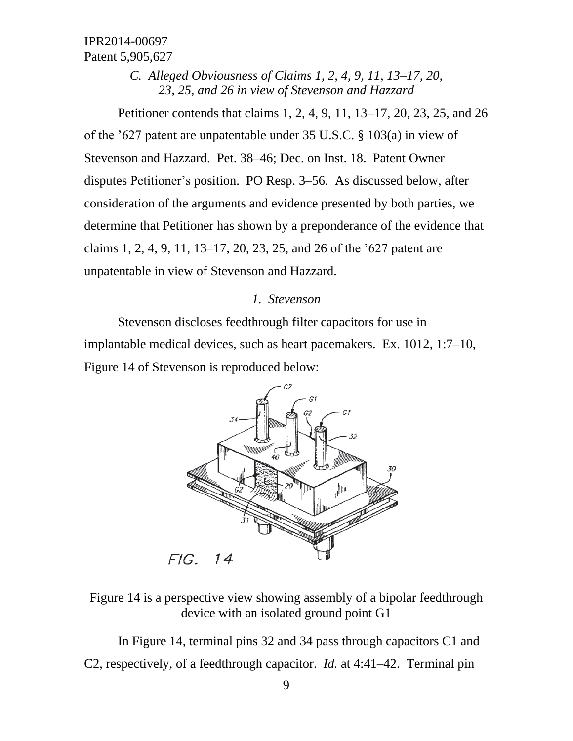### C. *Alleged Obviousness of Claims 1, 2, 4, 9, 11, 13–17, 20, 23, 25, and 26 in view of Stevenson and Hazzard*

Petitioner contends that claims 1, 2, 4, 9, 11, 13–17, 20, 23, 25, and 26 of the '627 patent are unpatentable under 35 U.S.C. § 103(a) in view of Stevenson and Hazzard. Pet. 38–46; Dec. on Inst. 18. Patent Owner disputes Petitioner's position. PO Resp. 3–56. As discussed below, after consideration of the arguments and evidence presented by both parties, we determine that Petitioner has shown by a preponderance of the evidence that claims 1, 2, 4, 9, 11, 13–17, 20, 23, 25, and 26 of the '627 patent are unpatentable in view of Stevenson and Hazzard.

#### 1. *Stevenson*

Stevenson discloses feedthrough filter capacitors for use in implantable medical devices, such as heart pacemakers. Ex. 1012, 1:7–10, Figure 14 of Stevenson is reproduced below:

Figure 14 is a perspective view showing assembly of a bipolar feedthrough device with an isolated ground point G1

In Figure 14, terminal pins 32 and 34 pass through capacitors C1 and C2, respectively, of a feedthrough capacitor. *Id.* at 4:41–42. Terminal pin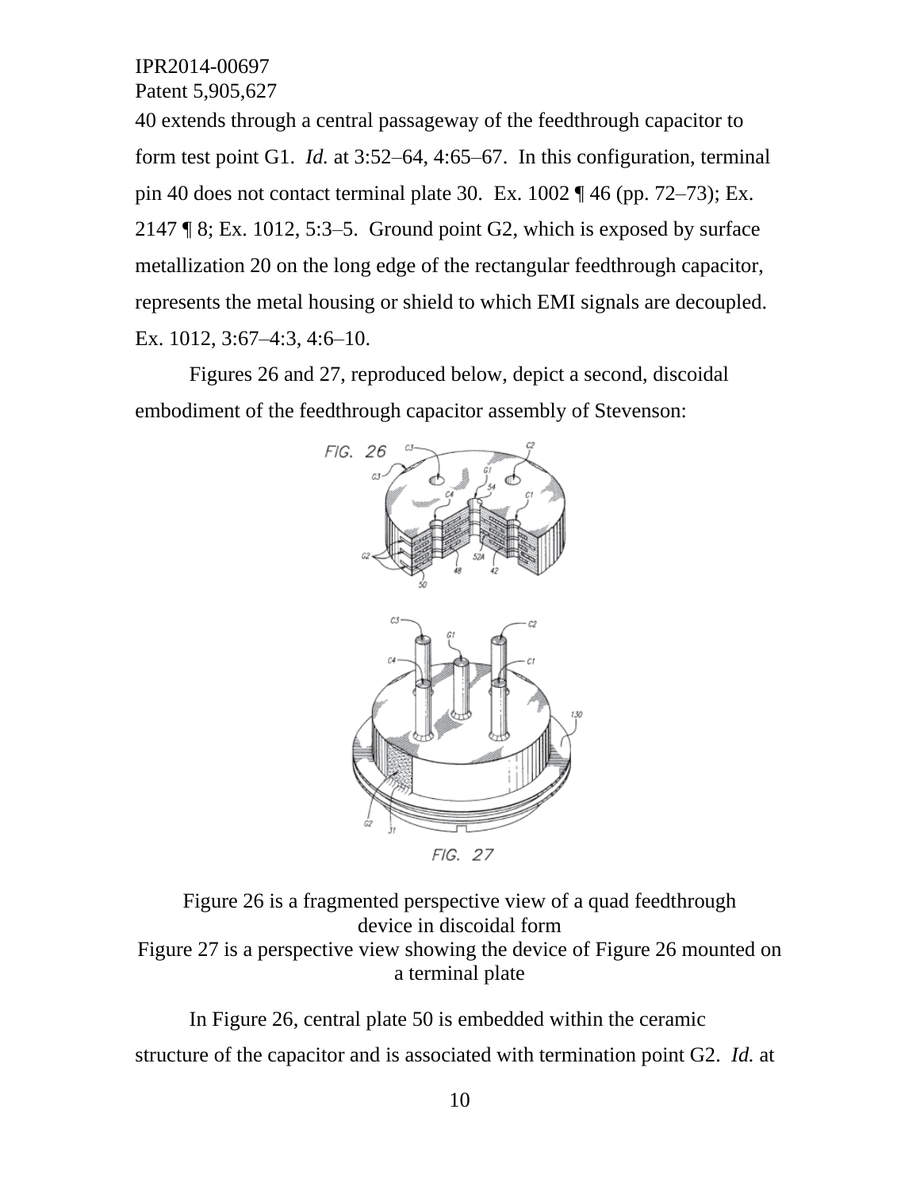40 extends through a central passageway of the feedthrough capacitor to form test point G1. *Id.* at 3:52–64, 4:65–67. In this configuration, terminal pin 40 does not contact terminal plate 30. Ex. 1002 ¶ 46 (pp. 72–73); Ex. 2147 ¶ 8; Ex. 1012, 5:3–5. Ground point G2, which is exposed by surface metallization 20 on the long edge of the rectangular feedthrough capacitor, represents the metal housing or shield to which EMI signals are decoupled. Ex. 1012, 3:67–4:3, 4:6–10.

Figures 26 and 27, reproduced below, depict a second, discoidal embodiment of the feedthrough capacitor assembly of Stevenson:

Figure 26 is a fragmented perspective view of a quad feedthrough device in discoidal form
Figure 27 is a perspective view showing the device of Figure 26 mounted on a terminal plate

In Figure 26, central plate 50 is embedded within the ceramic structure of the capacitor and is associated with termination point G2. *Id.* at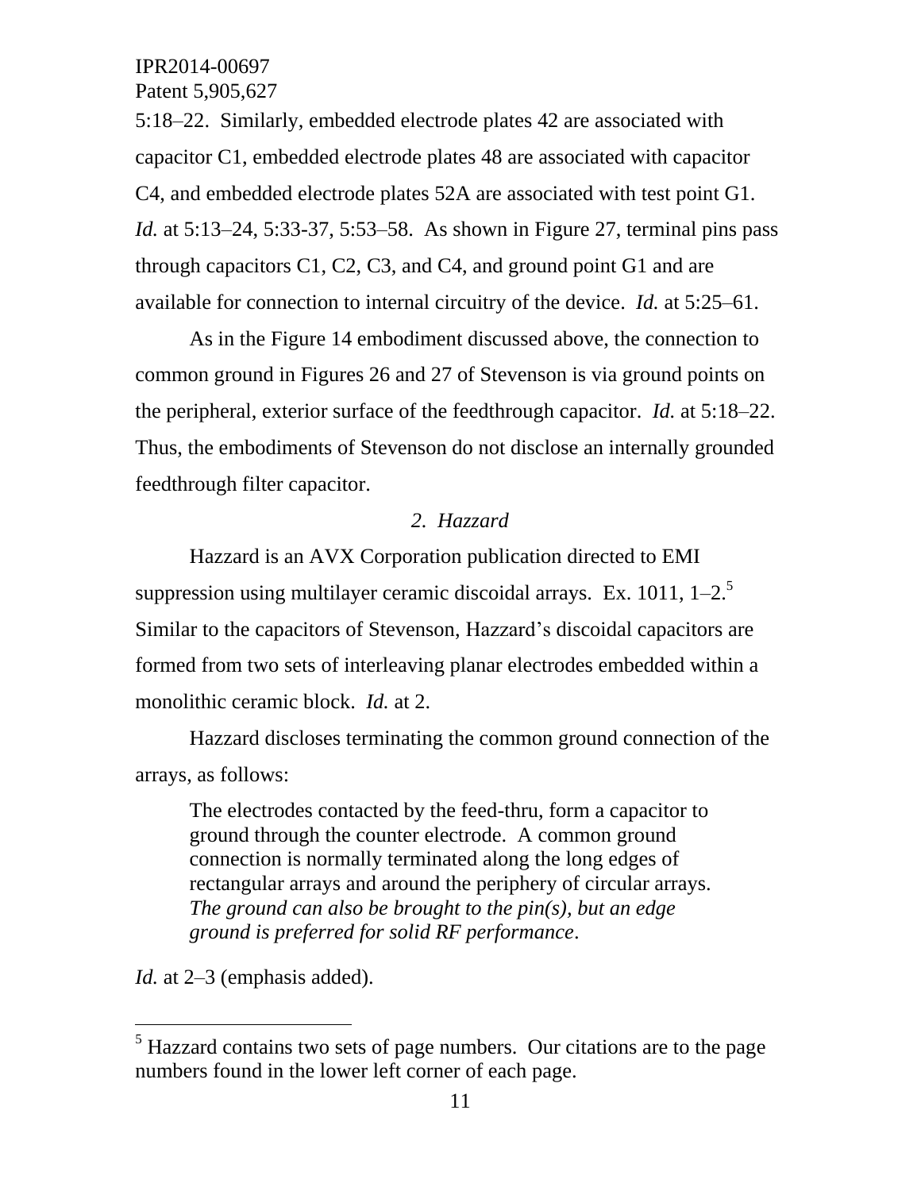5:18–22. Similarly, embedded electrode plates 42 are associated with capacitor C1, embedded electrode plates 48 are associated with capacitor C4, and embedded electrode plates 52A are associated with test point G1. *Id.* at 5:13–24, 5:33-37, 5:53–58. As shown in Figure 27, terminal pins pass through capacitors C1, C2, C3, and C4, and ground point G1 and are available for connection to internal circuitry of the device. *Id.* at 5:25–61.

As in the Figure 14 embodiment discussed above, the connection to common ground in Figures 26 and 27 of Stevenson is via ground points on the peripheral, exterior surface of the feedthrough capacitor. *Id.* at 5:18–22. Thus, the embodiments of Stevenson do not disclose an internally grounded feedthrough filter capacitor.

### *2. Hazzard*

Hazzard is an AVX Corporation publication directed to EMI suppression using multilayer ceramic discoidal arrays. Ex. 1011, 1–2.[5] Similar to the capacitors of Stevenson, Hazzard's discoidal capacitors are formed from two sets of interleaving planar electrodes embedded within a monolithic ceramic block. *Id.* at 2.

Hazzard discloses terminating the common ground connection of the arrays, as follows:

> The electrodes contacted by the feed-thru, form a capacitor to ground through the counter electrode. A common ground connection is normally terminated along the long edges of rectangular arrays and around the periphery of circular arrays. *The ground can also be brought to the pin(s), but an edge ground is preferred for solid RF performance*.

*Id.* at 2–3 (emphasis added).

---

[5] Hazzard contains two sets of page numbers. Our citations are to the page numbers found in the lower left corner of each page.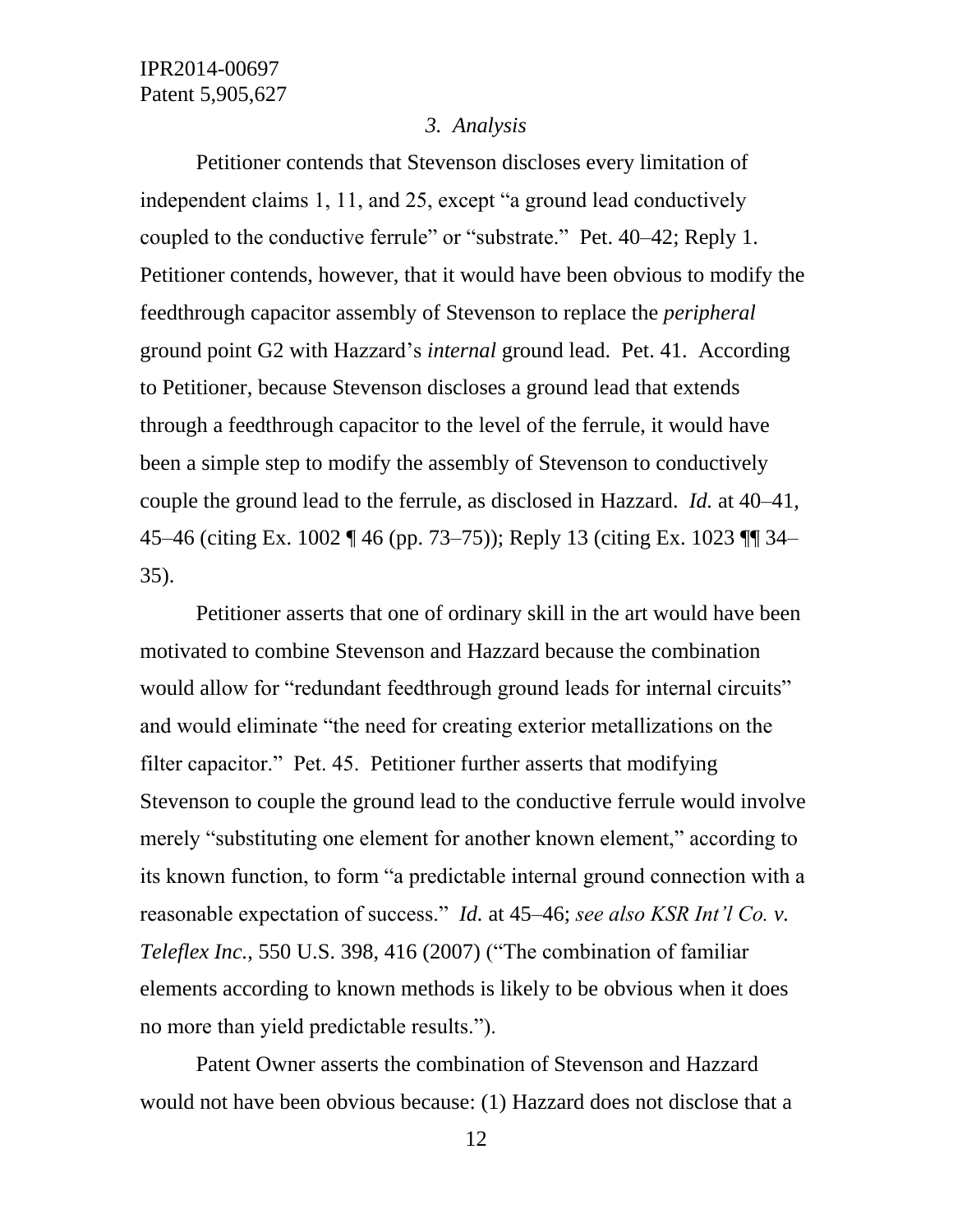### *3. Analysis*

Petitioner contends that Stevenson discloses every limitation of independent claims 1, 11, and 25, except "a ground lead conductively coupled to the conductive ferrule" or "substrate." Pet. 40–42; Reply 1. Petitioner contends, however, that it would have been obvious to modify the feedthrough capacitor assembly of Stevenson to replace the *peripheral* ground point G2 with Hazzard's *internal* ground lead. Pet. 41. According to Petitioner, because Stevenson discloses a ground lead that extends through a feedthrough capacitor to the level of the ferrule, it would have been a simple step to modify the assembly of Stevenson to conductively couple the ground lead to the ferrule, as disclosed in Hazzard. *Id.* at 40–41, 45–46 (citing Ex. 1002 ¶ 46 (pp. 73–75)); Reply 13 (citing Ex. 1023 ¶¶ 34–35).

Petitioner asserts that one of ordinary skill in the art would have been motivated to combine Stevenson and Hazzard because the combination would allow for "redundant feedthrough ground leads for internal circuits" and would eliminate "the need for creating exterior metallizations on the filter capacitor." Pet. 45. Petitioner further asserts that modifying Stevenson to couple the ground lead to the conductive ferrule would involve merely "substituting one element for another known element," according to its known function, to form "a predictable internal ground connection with a reasonable expectation of success." *Id.* at 45–46; *see also KSR Int'l Co. v. Teleflex Inc.*, 550 U.S. 398, 416 (2007) ("The combination of familiar elements according to known methods is likely to be obvious when it does no more than yield predictable results.").

Patent Owner asserts the combination of Stevenson and Hazzard would not have been obvious because: (1) Hazzard does not disclose that a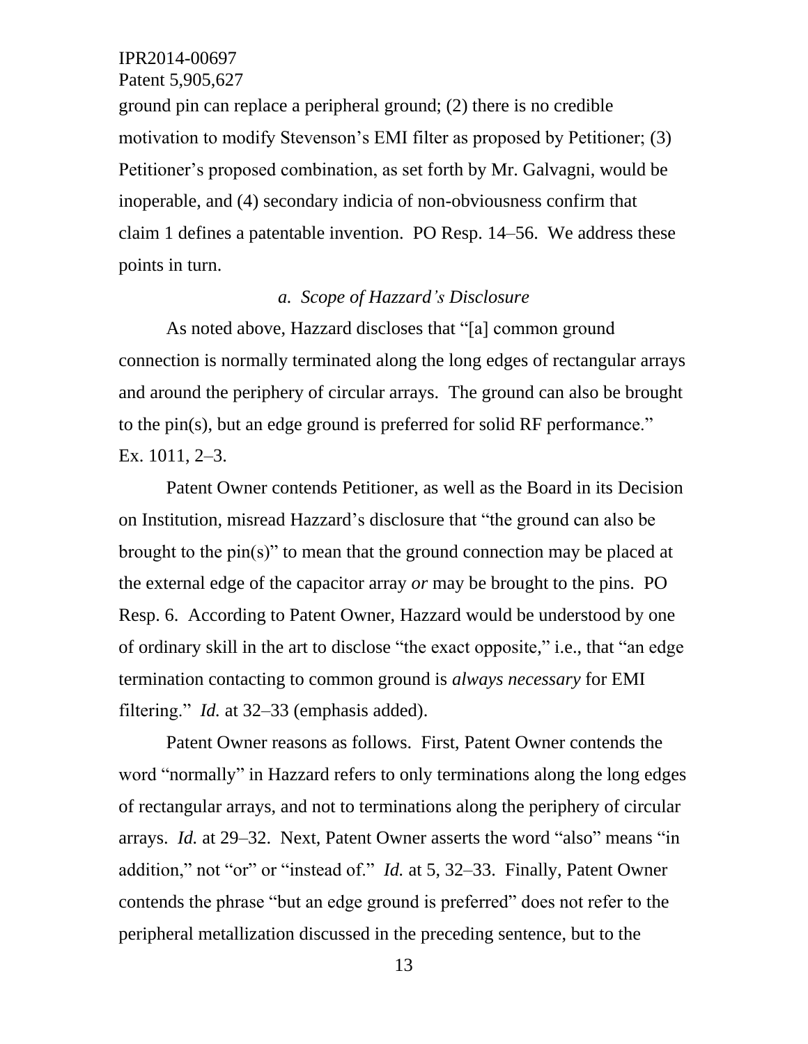ground pin can replace a peripheral ground; (2) there is no credible motivation to modify Stevenson's EMI filter as proposed by Petitioner; (3) Petitioner's proposed combination, as set forth by Mr. Galvagni, would be inoperable, and (4) secondary indicia of non-obviousness confirm that claim 1 defines a patentable invention. PO Resp. 14–56. We address these points in turn.

*a. Scope of Hazzard's Disclosure*

As noted above, Hazzard discloses that "[a] common ground connection is normally terminated along the long edges of rectangular arrays and around the periphery of circular arrays. The ground can also be brought to the pin(s), but an edge ground is preferred for solid RF performance." Ex. 1011, 2–3.

Patent Owner contends Petitioner, as well as the Board in its Decision on Institution, misread Hazzard's disclosure that "the ground can also be brought to the pin(s)" to mean that the ground connection may be placed at the external edge of the capacitor array *or* may be brought to the pins. PO Resp. 6. According to Patent Owner, Hazzard would be understood by one of ordinary skill in the art to disclose "the exact opposite," i.e., that "an edge termination contacting to common ground is *always necessary* for EMI filtering." *Id.* at 32–33 (emphasis added).

Patent Owner reasons as follows. First, Patent Owner contends the word "normally" in Hazzard refers to only terminations along the long edges of rectangular arrays, and not to terminations along the periphery of circular arrays. *Id.* at 29–32. Next, Patent Owner asserts the word "also" means "in addition," not "or" or "instead of." *Id.* at 5, 32–33. Finally, Patent Owner contends the phrase "but an edge ground is preferred" does not refer to the peripheral metallization discussed in the preceding sentence, but to the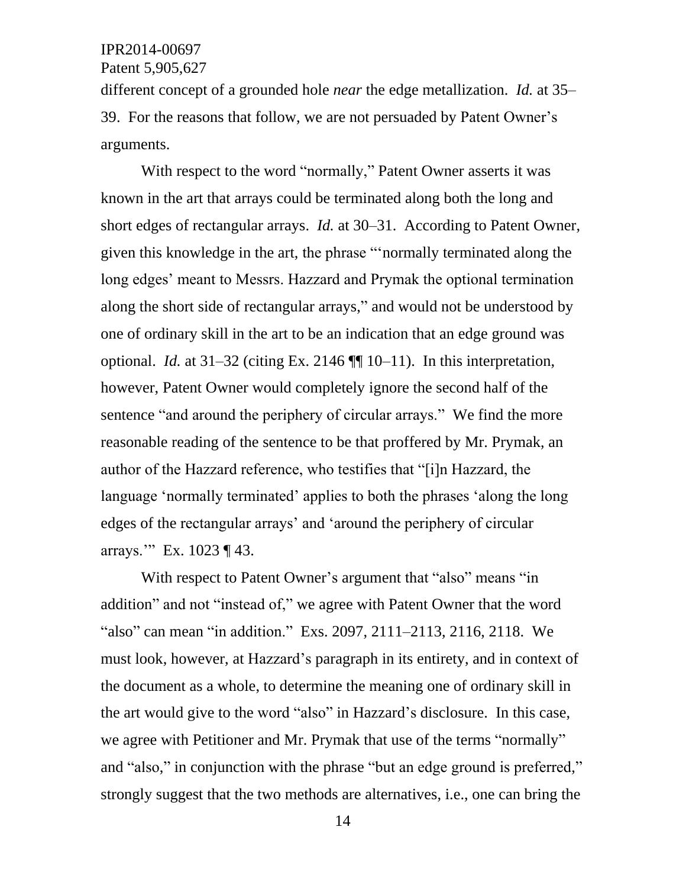different concept of a grounded hole *near* the edge metallization. *Id.* at 35–39. For the reasons that follow, we are not persuaded by Patent Owner's arguments.

With respect to the word "normally," Patent Owner asserts it was known in the art that arrays could be terminated along both the long and short edges of rectangular arrays. *Id.* at 30–31. According to Patent Owner, given this knowledge in the art, the phrase "'normally terminated along the long edges' meant to Messrs. Hazzard and Prymak the optional termination along the short side of rectangular arrays," and would not be understood by one of ordinary skill in the art to be an indication that an edge ground was optional. *Id.* at 31–32 (citing Ex. 2146 ¶¶ 10–11). In this interpretation, however, Patent Owner would completely ignore the second half of the sentence "and around the periphery of circular arrays." We find the more reasonable reading of the sentence to be that proffered by Mr. Prymak, an author of the Hazzard reference, who testifies that "[i]n Hazzard, the language 'normally terminated' applies to both the phrases 'along the long edges of the rectangular arrays' and 'around the periphery of circular arrays.'" Ex. 1023 ¶ 43.

With respect to Patent Owner's argument that "also" means "in addition" and not "instead of," we agree with Patent Owner that the word "also" can mean "in addition." Exs. 2097, 2111–2113, 2116, 2118. We must look, however, at Hazzard's paragraph in its entirety, and in context of the document as a whole, to determine the meaning one of ordinary skill in the art would give to the word "also" in Hazzard's disclosure. In this case, we agree with Petitioner and Mr. Prymak that use of the terms "normally" and "also," in conjunction with the phrase "but an edge ground is preferred," strongly suggest that the two methods are alternatives, i.e., one can bring the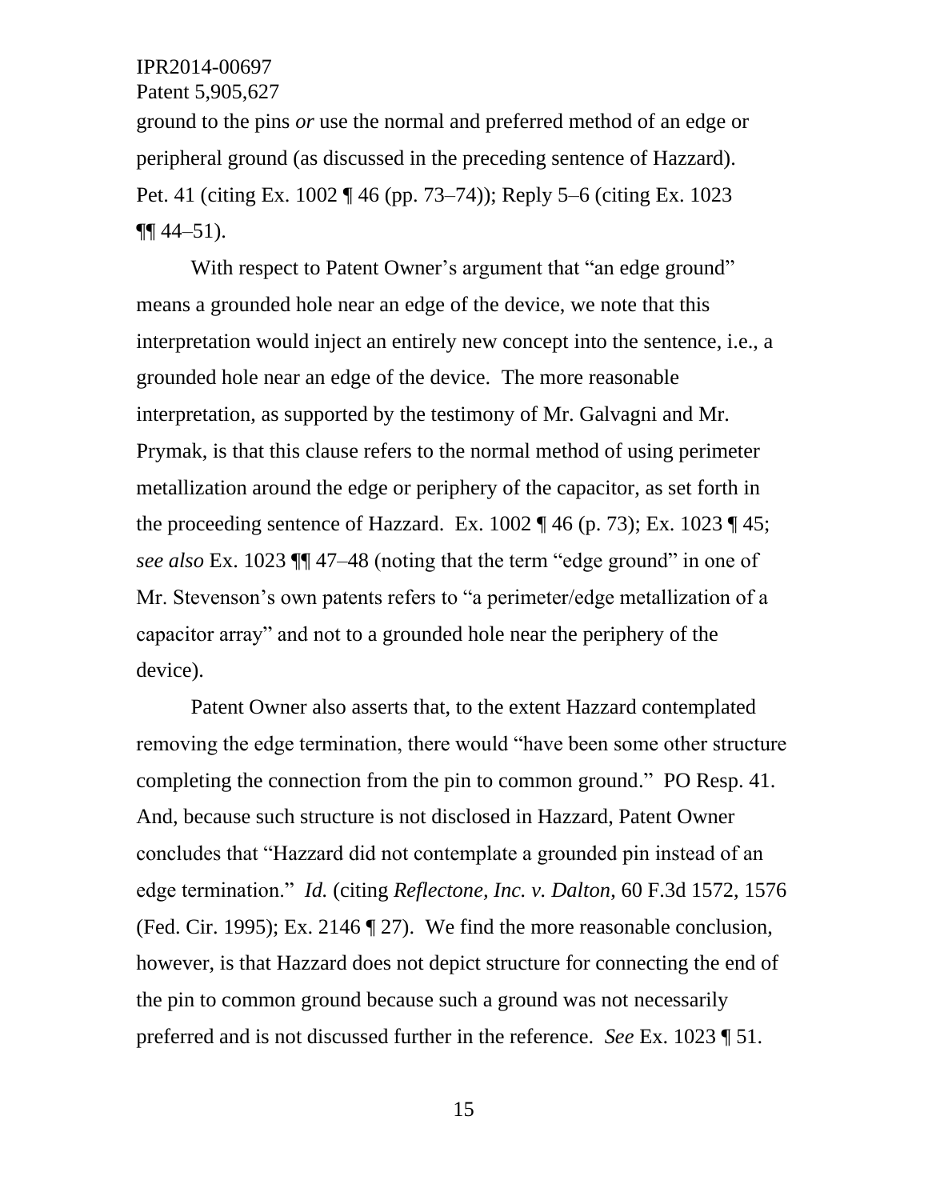ground to the pins *or* use the normal and preferred method of an edge or peripheral ground (as discussed in the preceding sentence of Hazzard). Pet. 41 (citing Ex. 1002 ¶ 46 (pp. 73–74)); Reply 5–6 (citing Ex. 1023 ¶¶ 44–51).

With respect to Patent Owner's argument that "an edge ground" means a grounded hole near an edge of the device, we note that this interpretation would inject an entirely new concept into the sentence, i.e., a grounded hole near an edge of the device. The more reasonable interpretation, as supported by the testimony of Mr. Galvagni and Mr. Prymak, is that this clause refers to the normal method of using perimeter metallization around the edge or periphery of the capacitor, as set forth in the proceeding sentence of Hazzard. Ex. 1002 ¶ 46 (p. 73); Ex. 1023 ¶ 45; *see also* Ex. 1023 ¶¶ 47–48 (noting that the term "edge ground" in one of Mr. Stevenson's own patents refers to "a perimeter/edge metallization of a capacitor array" and not to a grounded hole near the periphery of the device).

Patent Owner also asserts that, to the extent Hazzard contemplated removing the edge termination, there would "have been some other structure completing the connection from the pin to common ground." PO Resp. 41. And, because such structure is not disclosed in Hazzard, Patent Owner concludes that "Hazzard did not contemplate a grounded pin instead of an edge termination." *Id.* (citing *Reflectone, Inc. v. Dalton*, 60 F.3d 1572, 1576 (Fed. Cir. 1995); Ex. 2146 ¶ 27). We find the more reasonable conclusion, however, is that Hazzard does not depict structure for connecting the end of the pin to common ground because such a ground was not necessarily preferred and is not discussed further in the reference. *See* Ex. 1023 ¶ 51.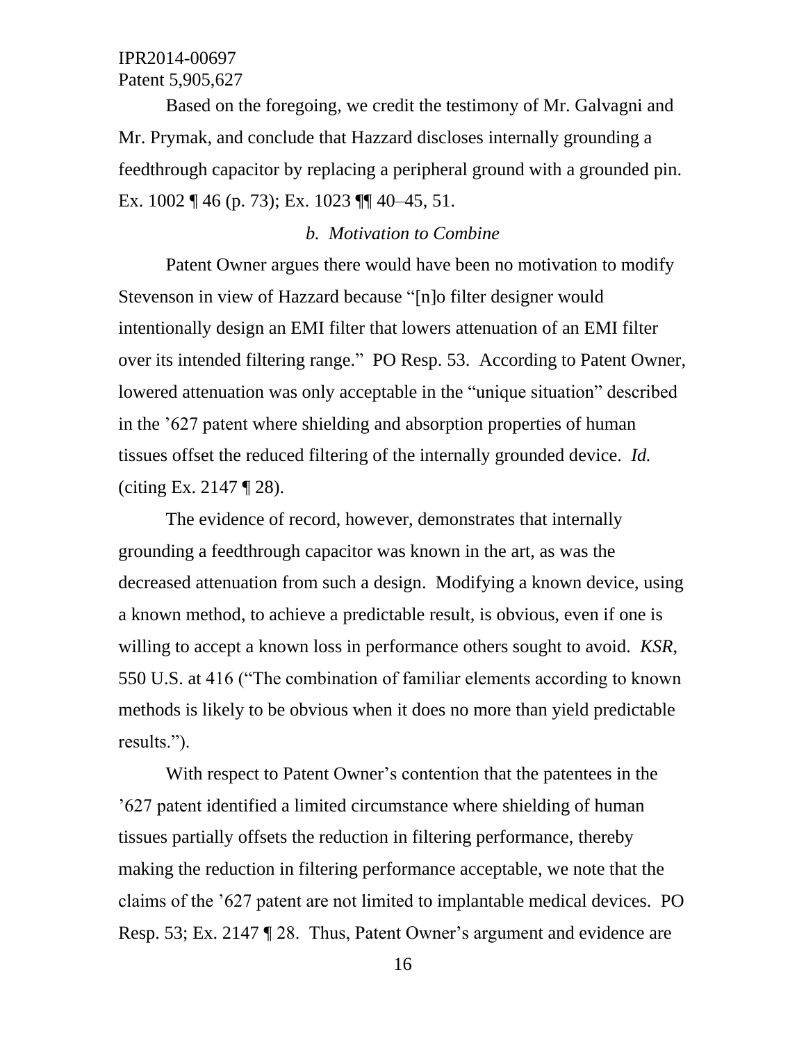Based on the foregoing, we credit the testimony of Mr. Galvagni and Mr. Prymak, and conclude that Hazzard discloses internally grounding a feedthrough capacitor by replacing a peripheral ground with a grounded pin. Ex. 1002 ¶ 46 (p. 73); Ex. 1023 ¶¶ 40–45, 51.

*b. Motivation to Combine*

Patent Owner argues there would have been no motivation to modify Stevenson in view of Hazzard because "[n]o filter designer would intentionally design an EMI filter that lowers attenuation of an EMI filter over its intended filtering range." PO Resp. 53. According to Patent Owner, lowered attenuation was only acceptable in the "unique situation" described in the '627 patent where shielding and absorption properties of human tissues offset the reduced filtering of the internally grounded device. *Id.* (citing Ex. 2147 ¶ 28).

The evidence of record, however, demonstrates that internally grounding a feedthrough capacitor was known in the art, as was the decreased attenuation from such a design. Modifying a known device, using a known method, to achieve a predictable result, is obvious, even if one is willing to accept a known loss in performance others sought to avoid. *KSR,* 550 U.S. at 416 ("The combination of familiar elements according to known methods is likely to be obvious when it does no more than yield predictable results.").

With respect to Patent Owner's contention that the patentees in the '627 patent identified a limited circumstance where shielding of human tissues partially offsets the reduction in filtering performance, thereby making the reduction in filtering performance acceptable, we note that the claims of the '627 patent are not limited to implantable medical devices. PO Resp. 53; Ex. 2147 ¶ 28. Thus, Patent Owner's argument and evidence are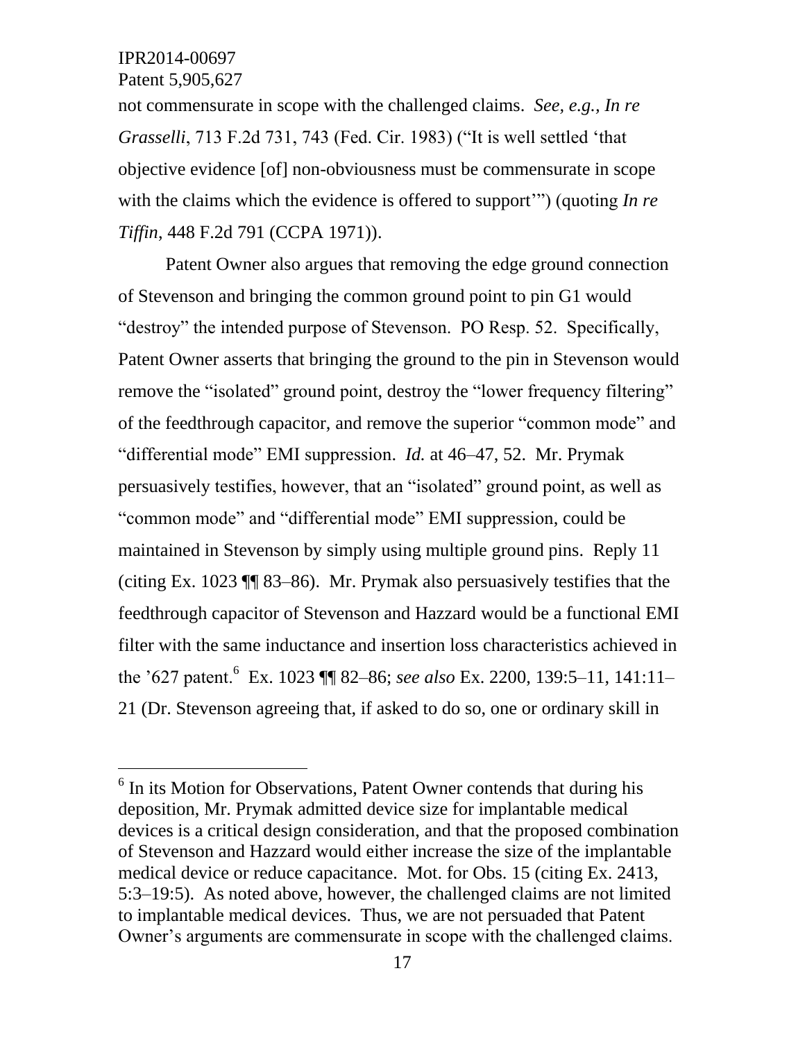not commensurate in scope with the challenged claims. *See, e.g., In re Grasselli*, 713 F.2d 731, 743 (Fed. Cir. 1983) ("It is well settled 'that objective evidence [of] non-obviousness must be commensurate in scope with the claims which the evidence is offered to support'") (quoting *In re Tiffin*, 448 F.2d 791 (CCPA 1971)).

Patent Owner also argues that removing the edge ground connection of Stevenson and bringing the common ground point to pin G1 would "destroy" the intended purpose of Stevenson. PO Resp. 52. Specifically, Patent Owner asserts that bringing the ground to the pin in Stevenson would remove the "isolated" ground point, destroy the "lower frequency filtering" of the feedthrough capacitor, and remove the superior "common mode" and "differential mode" EMI suppression. *Id.* at 46–47, 52. Mr. Prymak persuasively testifies, however, that an "isolated" ground point, as well as "common mode" and "differential mode" EMI suppression, could be maintained in Stevenson by simply using multiple ground pins. Reply 11 (citing Ex. 1023 ¶¶ 83–86). Mr. Prymak also persuasively testifies that the feedthrough capacitor of Stevenson and Hazzard would be a functional EMI filter with the same inductance and insertion loss characteristics achieved in the '627 patent.[6] Ex. 1023 ¶¶ 82–86; *see also* Ex. 2200, 139:5–11, 141:11–21 (Dr. Stevenson agreeing that, if asked to do so, one or ordinary skill in

---

[6] In its Motion for Observations, Patent Owner contends that during his deposition, Mr. Prymak admitted device size for implantable medical devices is a critical design consideration, and that the proposed combination of Stevenson and Hazzard would either increase the size of the implantable medical device or reduce capacitance. Mot. for Obs. 15 (citing Ex. 2413, 5:3–19:5). As noted above, however, the challenged claims are not limited to implantable medical devices. Thus, we are not persuaded that Patent Owner's arguments are commensurate in scope with the challenged claims.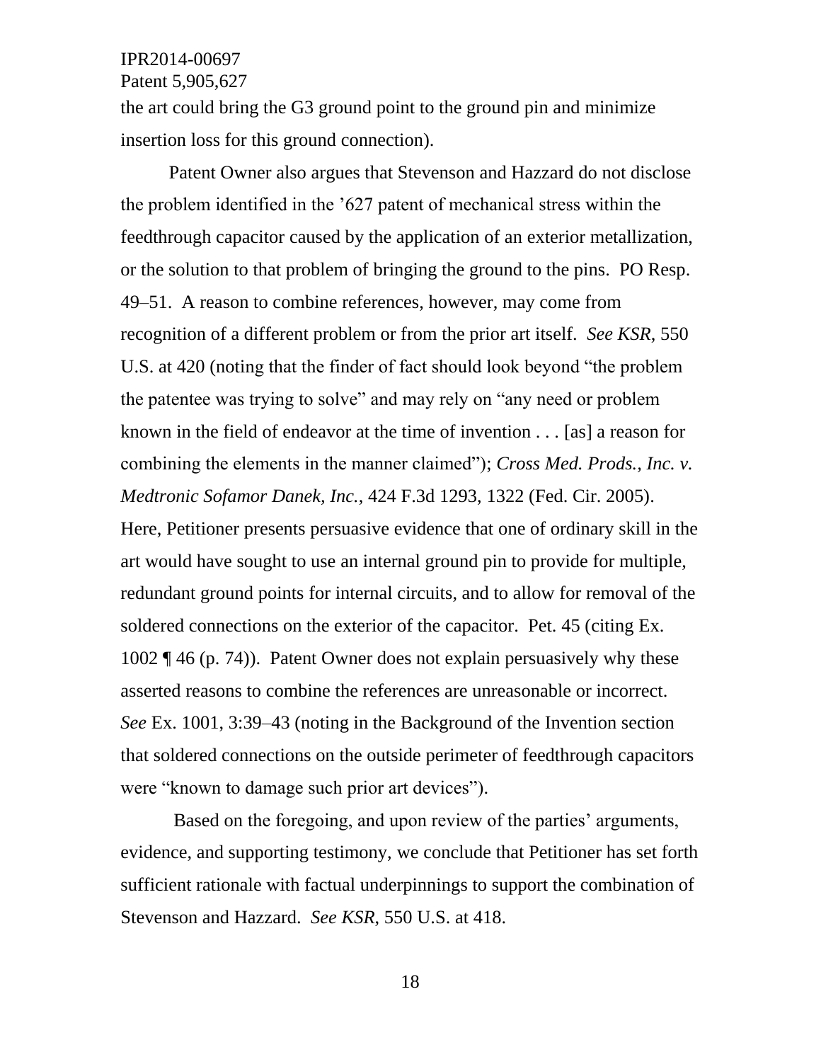the art could bring the G3 ground point to the ground pin and minimize insertion loss for this ground connection).

Patent Owner also argues that Stevenson and Hazzard do not disclose the problem identified in the '627 patent of mechanical stress within the feedthrough capacitor caused by the application of an exterior metallization, or the solution to that problem of bringing the ground to the pins. PO Resp. 49–51. A reason to combine references, however, may come from recognition of a different problem or from the prior art itself. *See KSR*, 550 U.S. at 420 (noting that the finder of fact should look beyond "the problem the patentee was trying to solve" and may rely on "any need or problem known in the field of endeavor at the time of invention . . . [as] a reason for combining the elements in the manner claimed"); *Cross Med. Prods., Inc. v. Medtronic Sofamor Danek, Inc.*, 424 F.3d 1293, 1322 (Fed. Cir. 2005). Here, Petitioner presents persuasive evidence that one of ordinary skill in the art would have sought to use an internal ground pin to provide for multiple, redundant ground points for internal circuits, and to allow for removal of the soldered connections on the exterior of the capacitor. Pet. 45 (citing Ex. 1002 ¶ 46 (p. 74)). Patent Owner does not explain persuasively why these asserted reasons to combine the references are unreasonable or incorrect. *See* Ex. 1001, 3:39–43 (noting in the Background of the Invention section that soldered connections on the outside perimeter of feedthrough capacitors were "known to damage such prior art devices").

Based on the foregoing, and upon review of the parties' arguments, evidence, and supporting testimony, we conclude that Petitioner has set forth sufficient rationale with factual underpinnings to support the combination of Stevenson and Hazzard. *See KSR*, 550 U.S. at 418.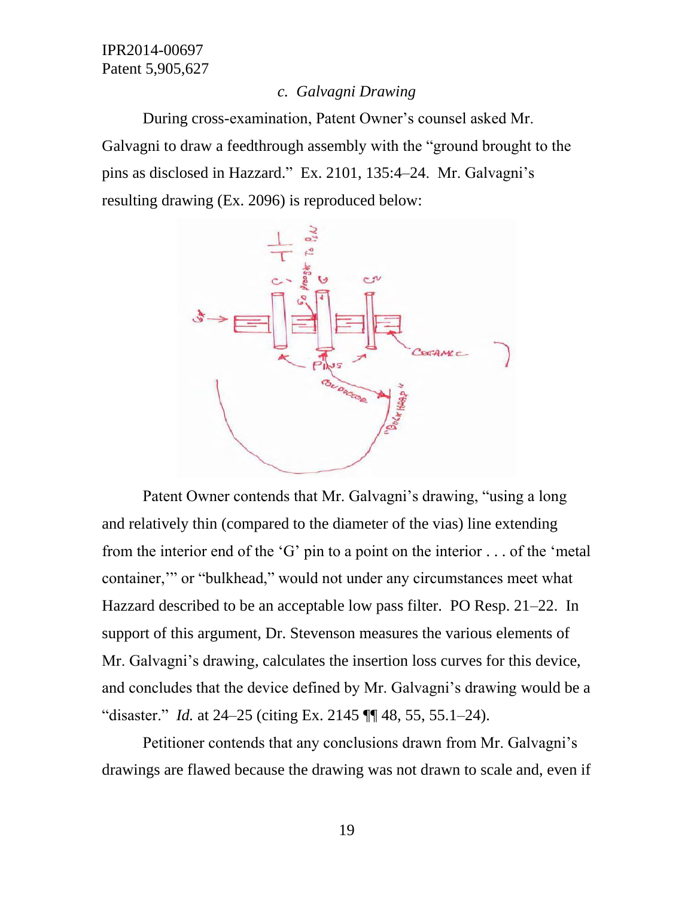### c. *Galvagni Drawing*

During cross-examination, Patent Owner's counsel asked Mr. Galvagni to draw a feedthrough assembly with the "ground brought to the pins as disclosed in Hazzard." Ex. 2101, 135:4–24. Mr. Galvagni's resulting drawing (Ex. 2096) is reproduced below:

Patent Owner contends that Mr. Galvagni's drawing, "using a long and relatively thin (compared to the diameter of the vias) line extending from the interior end of the 'G' pin to a point on the interior . . . of the 'metal container,'" or "bulkhead," would not under any circumstances meet what Hazzard described to be an acceptable low pass filter. PO Resp. 21–22. In support of this argument, Dr. Stevenson measures the various elements of Mr. Galvagni's drawing, calculates the insertion loss curves for this device, and concludes that the device defined by Mr. Galvagni's drawing would be a "disaster." *Id.* at 24–25 (citing Ex. 2145 ¶¶ 48, 55, 55.1–24).

Petitioner contends that any conclusions drawn from Mr. Galvagni's drawings are flawed because the drawing was not drawn to scale and, even if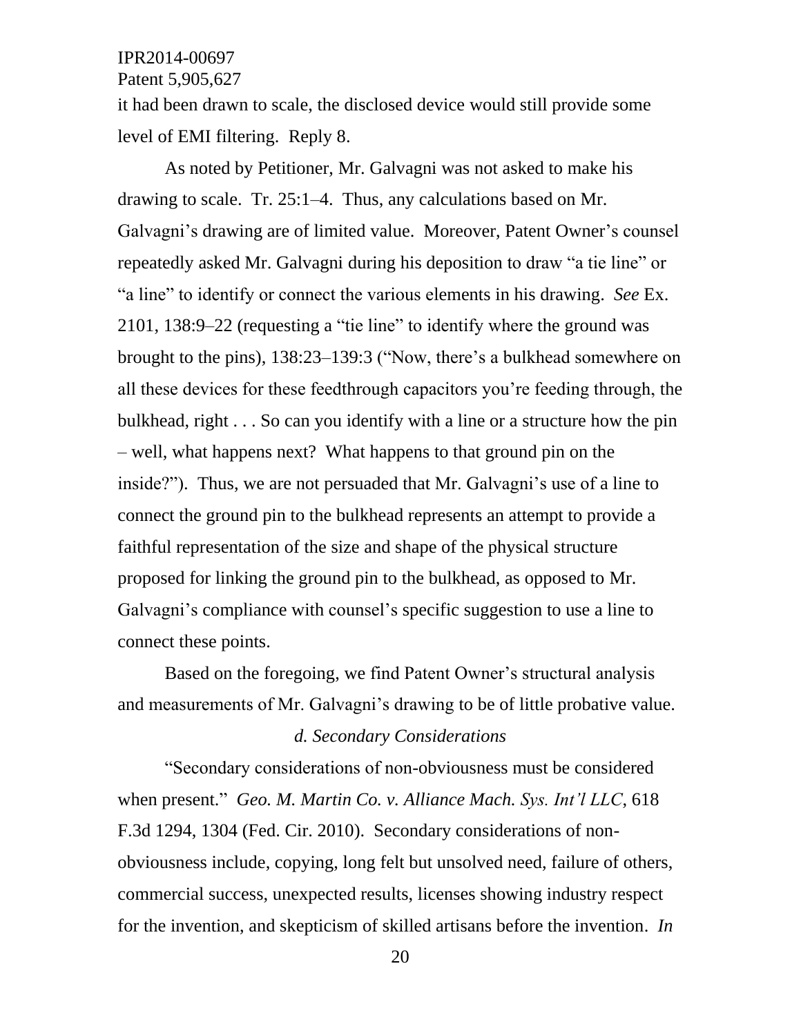it had been drawn to scale, the disclosed device would still provide some level of EMI filtering. Reply 8.

As noted by Petitioner, Mr. Galvagni was not asked to make his drawing to scale. Tr. 25:1–4. Thus, any calculations based on Mr. Galvagni's drawing are of limited value. Moreover, Patent Owner's counsel repeatedly asked Mr. Galvagni during his deposition to draw "a tie line" or "a line" to identify or connect the various elements in his drawing. *See* Ex. 2101, 138:9–22 (requesting a "tie line" to identify where the ground was brought to the pins), 138:23–139:3 ("Now, there's a bulkhead somewhere on all these devices for these feedthrough capacitors you're feeding through, the bulkhead, right . . . So can you identify with a line or a structure how the pin – well, what happens next? What happens to that ground pin on the inside?"). Thus, we are not persuaded that Mr. Galvagni's use of a line to connect the ground pin to the bulkhead represents an attempt to provide a faithful representation of the size and shape of the physical structure proposed for linking the ground pin to the bulkhead, as opposed to Mr. Galvagni's compliance with counsel's specific suggestion to use a line to connect these points.

Based on the foregoing, we find Patent Owner's structural analysis and measurements of Mr. Galvagni's drawing to be of little probative value.

*d. Secondary Considerations*

"Secondary considerations of non-obviousness must be considered when present." *Geo. M. Martin Co. v. Alliance Mach. Sys. Int'l LLC*, 618 F.3d 1294, 1304 (Fed. Cir. 2010). Secondary considerations of non-obviousness include, copying, long felt but unsolved need, failure of others, commercial success, unexpected results, licenses showing industry respect for the invention, and skepticism of skilled artisans before the invention. *In*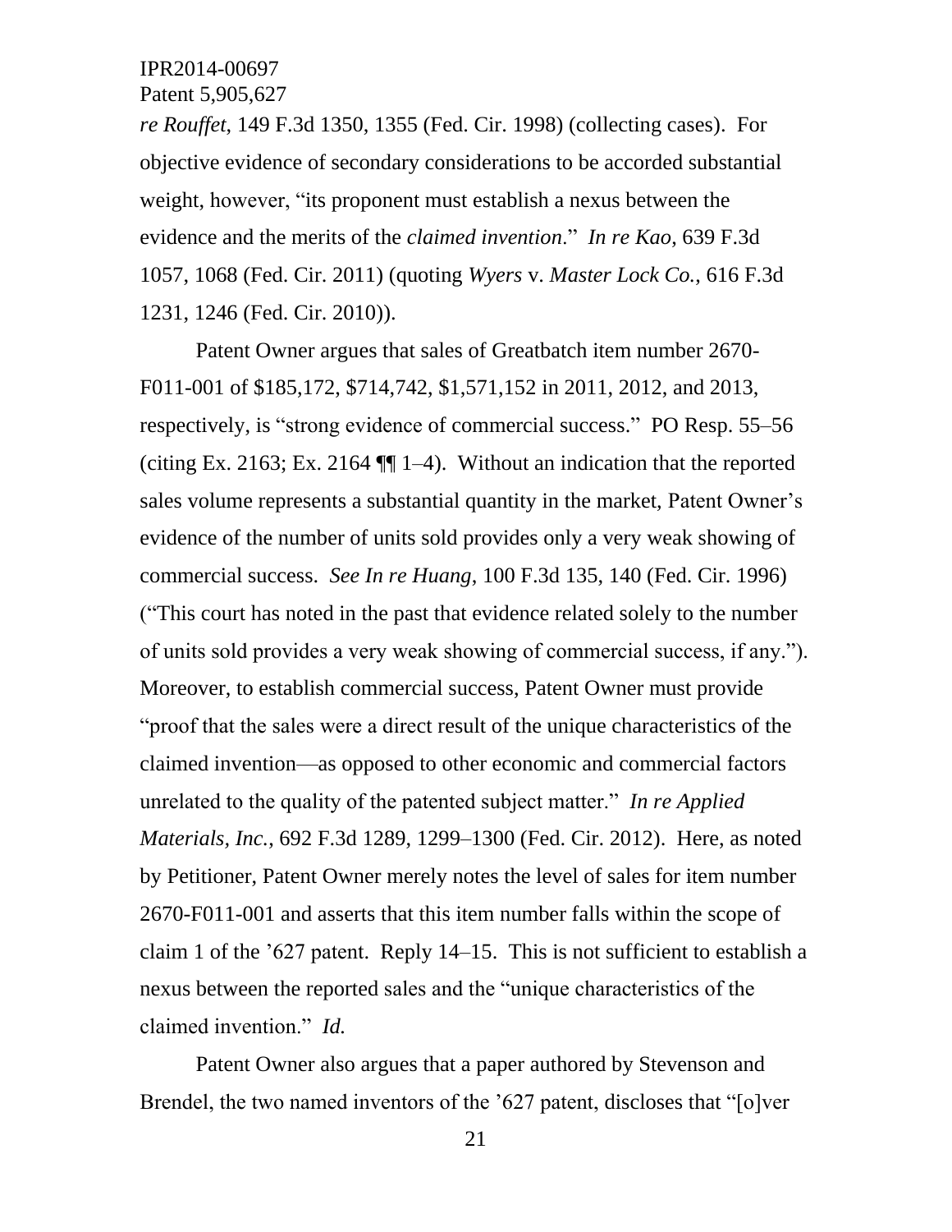*re Rouffet*, 149 F.3d 1350, 1355 (Fed. Cir. 1998) (collecting cases). For objective evidence of secondary considerations to be accorded substantial weight, however, "its proponent must establish a nexus between the evidence and the merits of the *claimed invention*." *In re Kao*, 639 F.3d 1057, 1068 (Fed. Cir. 2011) (quoting *Wyers* v. *Master Lock Co.*, 616 F.3d 1231, 1246 (Fed. Cir. 2010)).

Patent Owner argues that sales of Greatbatch item number 2670-F011-001 of $185,172, $714,742, $1,571,152 in 2011, 2012, and 2013, respectively, is "strong evidence of commercial success." PO Resp. 55–56 (citing Ex. 2163; Ex. 2164 ¶¶ 1–4). Without an indication that the reported sales volume represents a substantial quantity in the market, Patent Owner's evidence of the number of units sold provides only a very weak showing of commercial success. *See In re Huang*, 100 F.3d 135, 140 (Fed. Cir. 1996) ("This court has noted in the past that evidence related solely to the number of units sold provides a very weak showing of commercial success, if any."). Moreover, to establish commercial success, Patent Owner must provide "proof that the sales were a direct result of the unique characteristics of the claimed invention—as opposed to other economic and commercial factors unrelated to the quality of the patented subject matter." *In re Applied Materials, Inc.*, 692 F.3d 1289, 1299–1300 (Fed. Cir. 2012). Here, as noted by Petitioner, Patent Owner merely notes the level of sales for item number 2670-F011-001 and asserts that this item number falls within the scope of claim 1 of the '627 patent. Reply 14–15. This is not sufficient to establish a nexus between the reported sales and the "unique characteristics of the claimed invention." *Id.*

Patent Owner also argues that a paper authored by Stevenson and Brendel, the two named inventors of the '627 patent, discloses that "[o]ver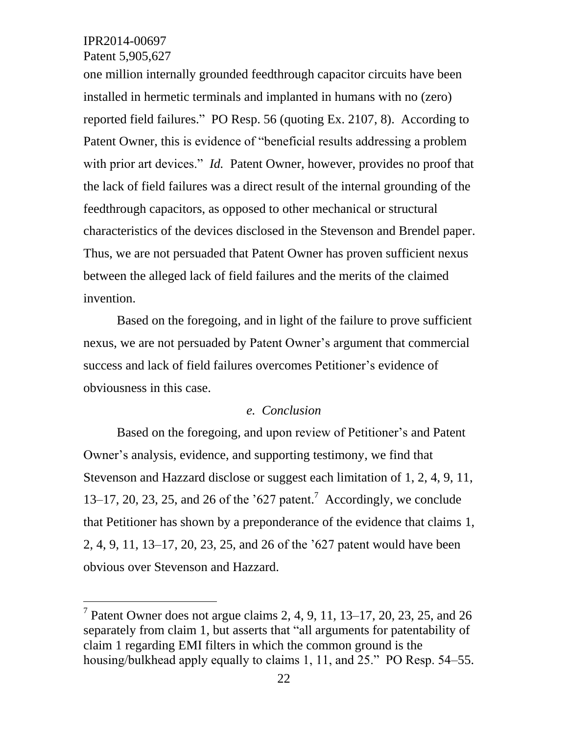one million internally grounded feedthrough capacitor circuits have been installed in hermetic terminals and implanted in humans with no (zero) reported field failures." PO Resp. 56 (quoting Ex. 2107, 8). According to Patent Owner, this is evidence of "beneficial results addressing a problem with prior art devices." *Id.* Patent Owner, however, provides no proof that the lack of field failures was a direct result of the internal grounding of the feedthrough capacitors, as opposed to other mechanical or structural characteristics of the devices disclosed in the Stevenson and Brendel paper. Thus, we are not persuaded that Patent Owner has proven sufficient nexus between the alleged lack of field failures and the merits of the claimed invention.

Based on the foregoing, and in light of the failure to prove sufficient nexus, we are not persuaded by Patent Owner's argument that commercial success and lack of field failures overcomes Petitioner's evidence of obviousness in this case.

*e. Conclusion*

Based on the foregoing, and upon review of Petitioner's and Patent Owner's analysis, evidence, and supporting testimony, we find that Stevenson and Hazzard disclose or suggest each limitation of 1, 2, 4, 9, 11, 13–17, 20, 23, 25, and 26 of the '627 patent.[7] Accordingly, we conclude that Petitioner has shown by a preponderance of the evidence that claims 1, 2, 4, 9, 11, 13–17, 20, 23, 25, and 26 of the '627 patent would have been obvious over Stevenson and Hazzard.

[7] Patent Owner does not argue claims 2, 4, 9, 11, 13–17, 20, 23, 25, and 26 separately from claim 1, but asserts that "all arguments for patentability of claim 1 regarding EMI filters in which the common ground is the housing/bulkhead apply equally to claims 1, 11, and 25." PO Resp. 54–55.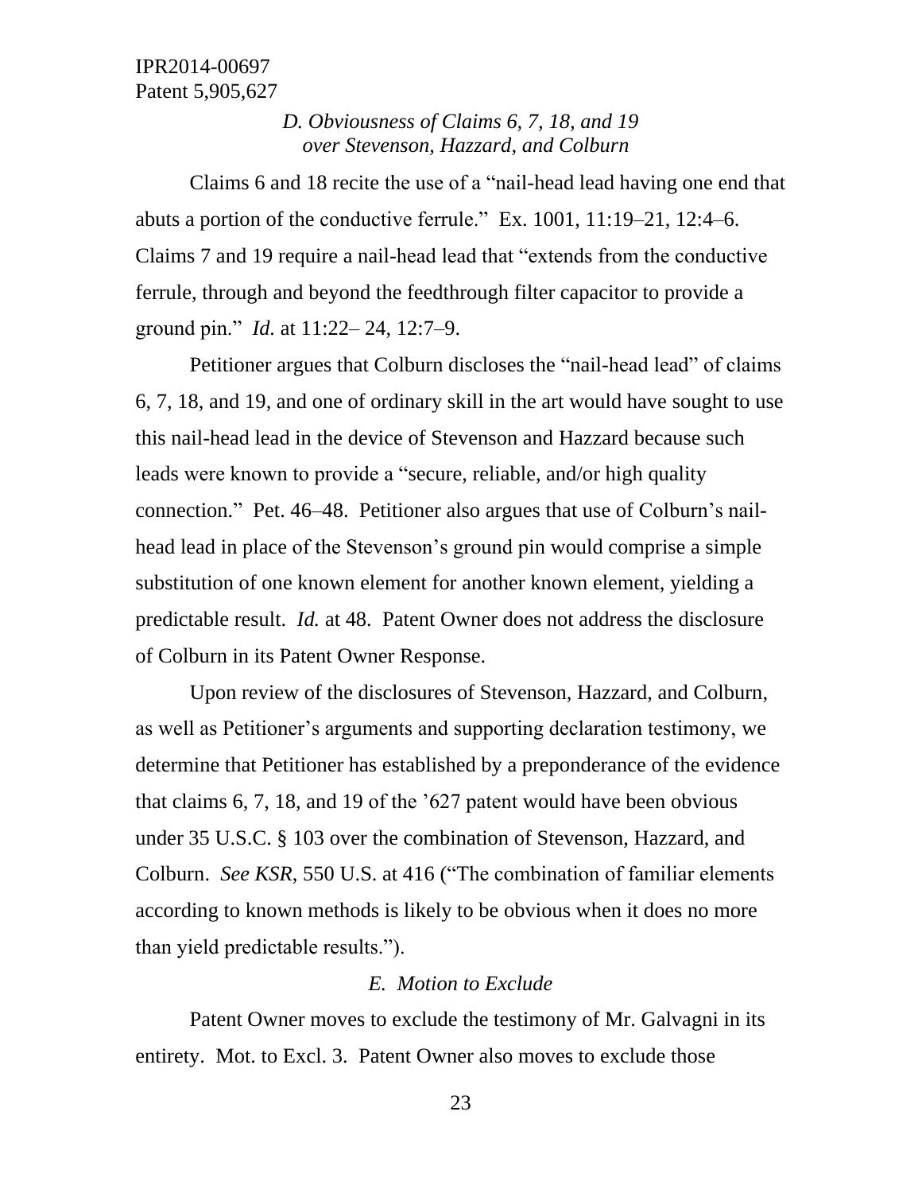### *D. Obviousness of Claims 6, 7, 18, and 19 over Stevenson, Hazzard, and Colburn*

Claims 6 and 18 recite the use of a "nail-head lead having one end that abuts a portion of the conductive ferrule." Ex. 1001, 11:19–21, 12:4–6. Claims 7 and 19 require a nail-head lead that "extends from the conductive ferrule, through and beyond the feedthrough filter capacitor to provide a ground pin." *Id.* at 11:22– 24, 12:7–9.

Petitioner argues that Colburn discloses the "nail-head lead" of claims 6, 7, 18, and 19, and one of ordinary skill in the art would have sought to use this nail-head lead in the device of Stevenson and Hazzard because such leads were known to provide a "secure, reliable, and/or high quality connection." Pet. 46–48. Petitioner also argues that use of Colburn's nail-head lead in place of the Stevenson's ground pin would comprise a simple substitution of one known element for another known element, yielding a predictable result. *Id.* at 48. Patent Owner does not address the disclosure of Colburn in its Patent Owner Response.

Upon review of the disclosures of Stevenson, Hazzard, and Colburn, as well as Petitioner's arguments and supporting declaration testimony, we determine that Petitioner has established by a preponderance of the evidence that claims 6, 7, 18, and 19 of the '627 patent would have been obvious under 35 U.S.C. § 103 over the combination of Stevenson, Hazzard, and Colburn. *See KSR*, 550 U.S. at 416 ("The combination of familiar elements according to known methods is likely to be obvious when it does no more than yield predictable results.").

### *E. Motion to Exclude*

Patent Owner moves to exclude the testimony of Mr. Galvagni in its entirety. Mot. to Excl. 3. Patent Owner also moves to exclude those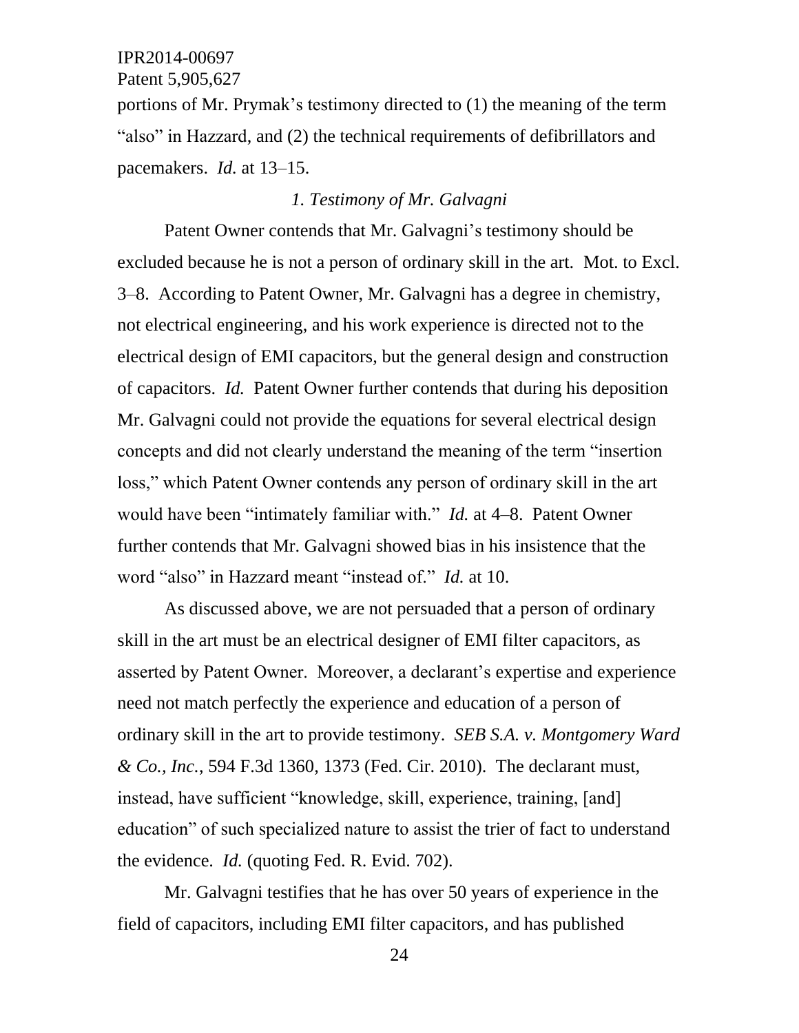portions of Mr. Prymak's testimony directed to (1) the meaning of the term "also" in Hazzard, and (2) the technical requirements of defibrillators and pacemakers. *Id.* at 13–15.

### *1. Testimony of Mr. Galvagni*

Patent Owner contends that Mr. Galvagni's testimony should be excluded because he is not a person of ordinary skill in the art. Mot. to Excl. 3–8. According to Patent Owner, Mr. Galvagni has a degree in chemistry, not electrical engineering, and his work experience is directed not to the electrical design of EMI capacitors, but the general design and construction of capacitors. *Id.* Patent Owner further contends that during his deposition Mr. Galvagni could not provide the equations for several electrical design concepts and did not clearly understand the meaning of the term "insertion loss," which Patent Owner contends any person of ordinary skill in the art would have been "intimately familiar with." *Id.* at 4–8. Patent Owner further contends that Mr. Galvagni showed bias in his insistence that the word "also" in Hazzard meant "instead of." *Id.* at 10.

As discussed above, we are not persuaded that a person of ordinary skill in the art must be an electrical designer of EMI filter capacitors, as asserted by Patent Owner. Moreover, a declarant's expertise and experience need not match perfectly the experience and education of a person of ordinary skill in the art to provide testimony. *SEB S.A. v. Montgomery Ward & Co., Inc.*, 594 F.3d 1360, 1373 (Fed. Cir. 2010). The declarant must, instead, have sufficient "knowledge, skill, experience, training, [and] education" of such specialized nature to assist the trier of fact to understand the evidence. *Id.* (quoting Fed. R. Evid. 702).

Mr. Galvagni testifies that he has over 50 years of experience in the field of capacitors, including EMI filter capacitors, and has published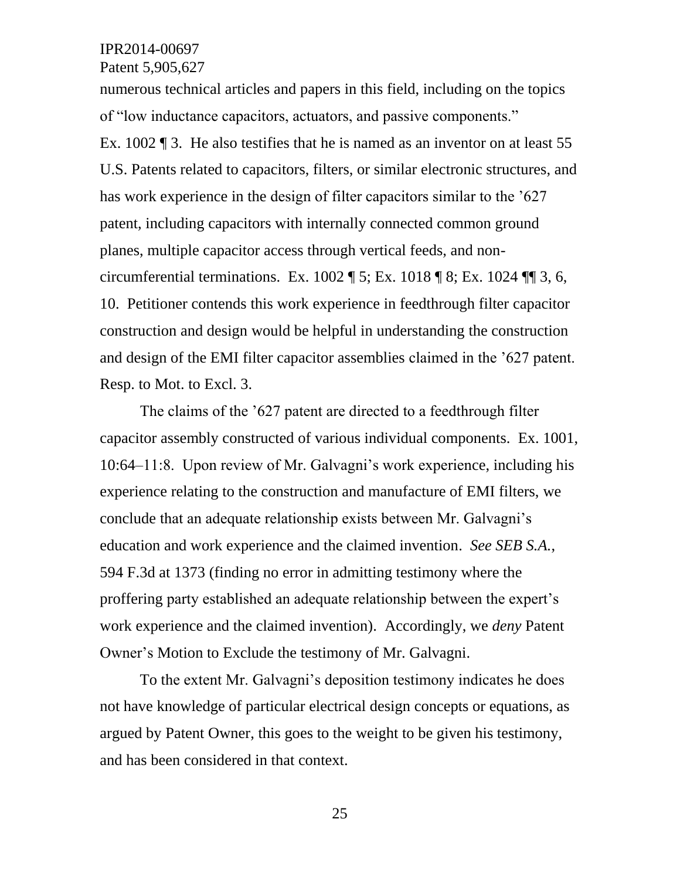numerous technical articles and papers in this field, including on the topics of "low inductance capacitors, actuators, and passive components." Ex. 1002 ¶ 3. He also testifies that he is named as an inventor on at least 55 U.S. Patents related to capacitors, filters, or similar electronic structures, and has work experience in the design of filter capacitors similar to the '627 patent, including capacitors with internally connected common ground planes, multiple capacitor access through vertical feeds, and non-circumferential terminations. Ex. 1002 ¶ 5; Ex. 1018 ¶ 8; Ex. 1024 ¶¶ 3, 6, 10. Petitioner contends this work experience in feedthrough filter capacitor construction and design would be helpful in understanding the construction and design of the EMI filter capacitor assemblies claimed in the '627 patent. Resp. to Mot. to Excl. 3.

The claims of the '627 patent are directed to a feedthrough filter capacitor assembly constructed of various individual components. Ex. 1001, 10:64–11:8. Upon review of Mr. Galvagni's work experience, including his experience relating to the construction and manufacture of EMI filters, we conclude that an adequate relationship exists between Mr. Galvagni's education and work experience and the claimed invention. *See SEB S.A.*, 594 F.3d at 1373 (finding no error in admitting testimony where the proffering party established an adequate relationship between the expert's work experience and the claimed invention). Accordingly, we *deny* Patent Owner's Motion to Exclude the testimony of Mr. Galvagni.

To the extent Mr. Galvagni's deposition testimony indicates he does not have knowledge of particular electrical design concepts or equations, as argued by Patent Owner, this goes to the weight to be given his testimony, and has been considered in that context.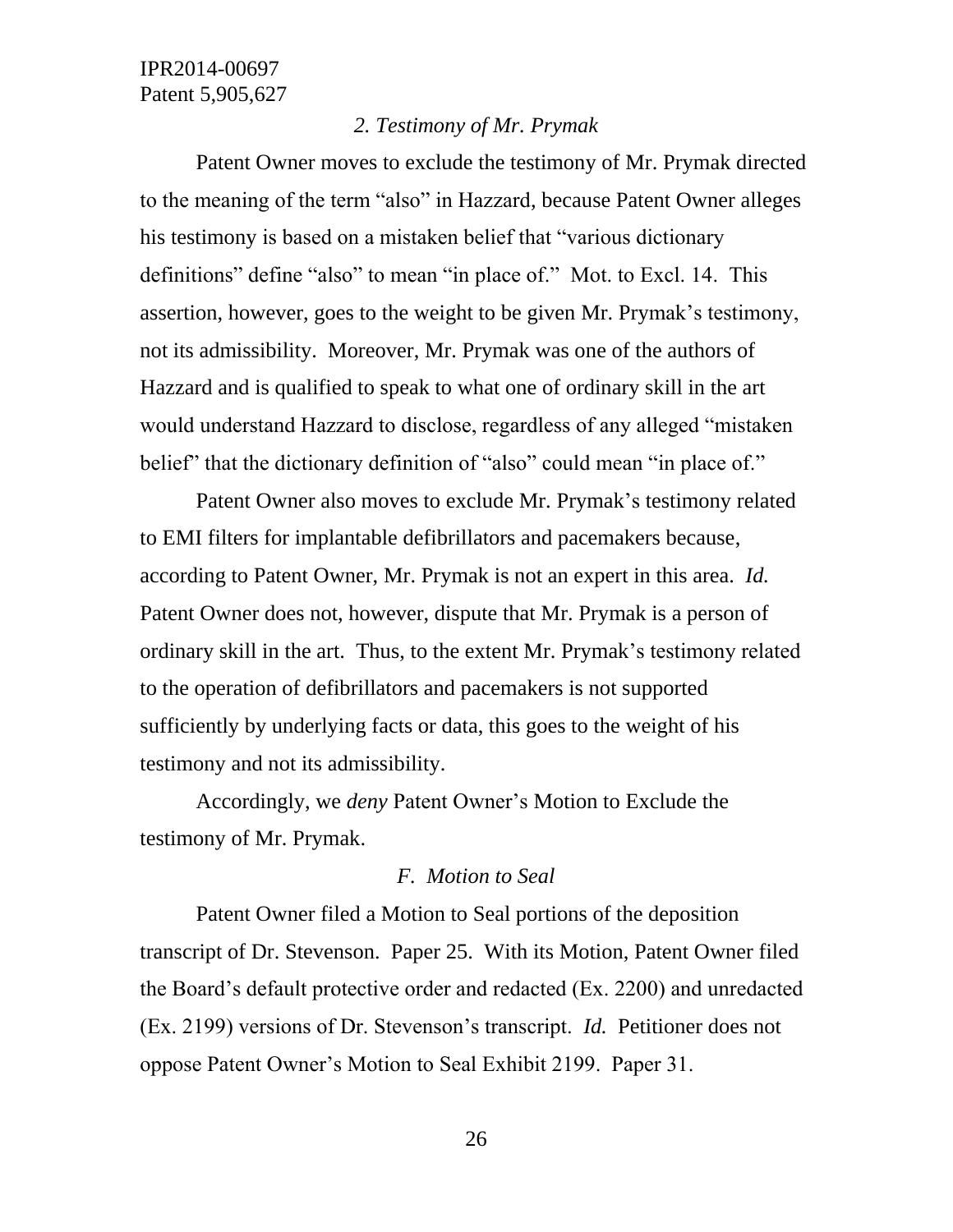### *2. Testimony of Mr. Prymak*

Patent Owner moves to exclude the testimony of Mr. Prymak directed to the meaning of the term "also" in Hazzard, because Patent Owner alleges his testimony is based on a mistaken belief that "various dictionary definitions" define "also" to mean "in place of." Mot. to Excl. 14. This assertion, however, goes to the weight to be given Mr. Prymak's testimony, not its admissibility. Moreover, Mr. Prymak was one of the authors of Hazzard and is qualified to speak to what one of ordinary skill in the art would understand Hazzard to disclose, regardless of any alleged "mistaken belief" that the dictionary definition of "also" could mean "in place of."

Patent Owner also moves to exclude Mr. Prymak's testimony related to EMI filters for implantable defibrillators and pacemakers because, according to Patent Owner, Mr. Prymak is not an expert in this area. *Id.* Patent Owner does not, however, dispute that Mr. Prymak is a person of ordinary skill in the art. Thus, to the extent Mr. Prymak's testimony related to the operation of defibrillators and pacemakers is not supported sufficiently by underlying facts or data, this goes to the weight of his testimony and not its admissibility.

Accordingly, we *deny* Patent Owner's Motion to Exclude the testimony of Mr. Prymak.

## *F. Motion to Seal*

Patent Owner filed a Motion to Seal portions of the deposition transcript of Dr. Stevenson. Paper 25. With its Motion, Patent Owner filed the Board's default protective order and redacted (Ex. 2200) and unredacted (Ex. 2199) versions of Dr. Stevenson's transcript. *Id.* Petitioner does not oppose Patent Owner's Motion to Seal Exhibit 2199. Paper 31.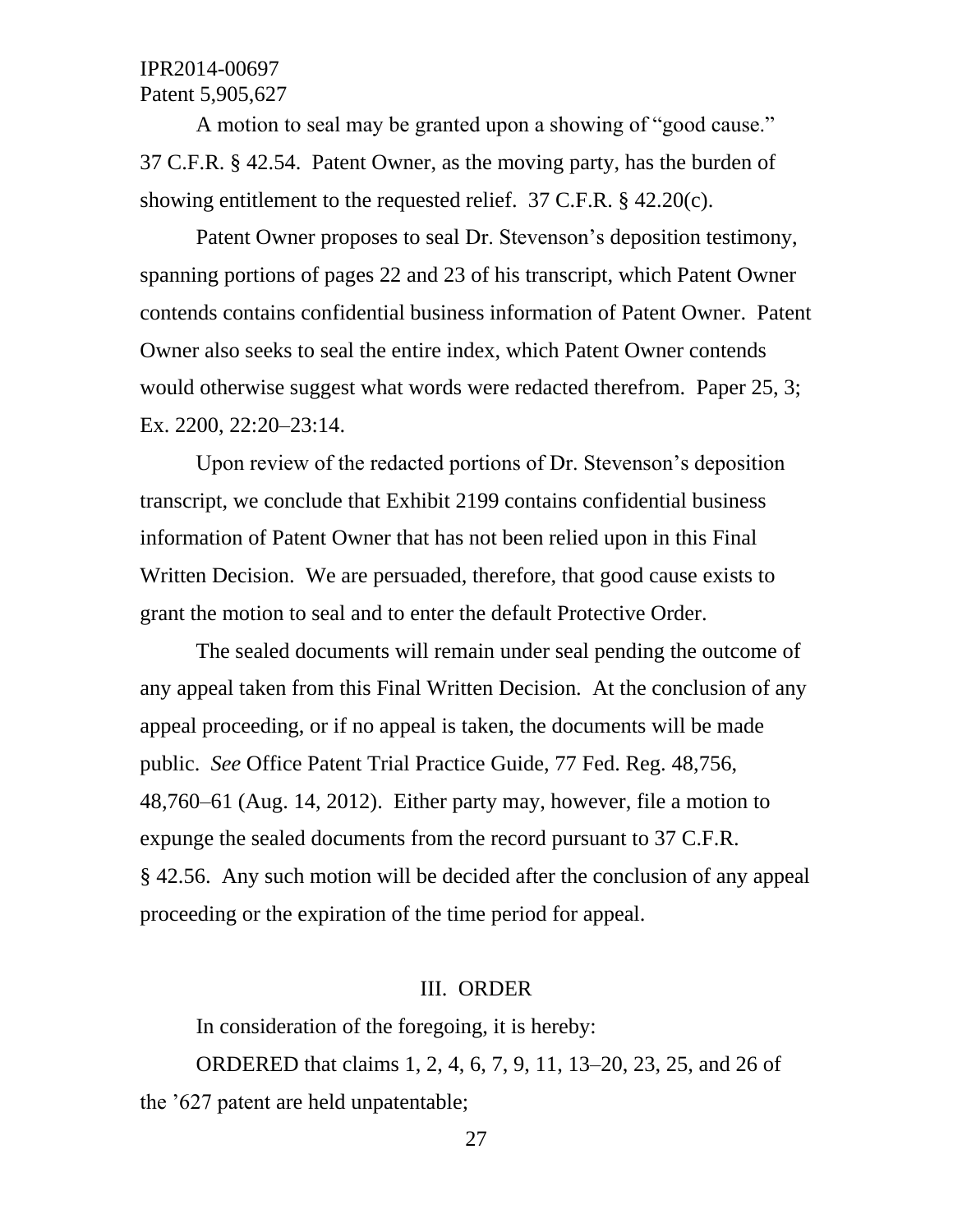A motion to seal may be granted upon a showing of "good cause." 37 C.F.R. § 42.54. Patent Owner, as the moving party, has the burden of showing entitlement to the requested relief. 37 C.F.R. § 42.20(c).

Patent Owner proposes to seal Dr. Stevenson's deposition testimony, spanning portions of pages 22 and 23 of his transcript, which Patent Owner contends contains confidential business information of Patent Owner. Patent Owner also seeks to seal the entire index, which Patent Owner contends would otherwise suggest what words were redacted therefrom. Paper 25, 3; Ex. 2200, 22:20–23:14.

Upon review of the redacted portions of Dr. Stevenson's deposition transcript, we conclude that Exhibit 2199 contains confidential business information of Patent Owner that has not been relied upon in this Final Written Decision. We are persuaded, therefore, that good cause exists to grant the motion to seal and to enter the default Protective Order.

The sealed documents will remain under seal pending the outcome of any appeal taken from this Final Written Decision. At the conclusion of any appeal proceeding, or if no appeal is taken, the documents will be made public. *See* Office Patent Trial Practice Guide, 77 Fed. Reg. 48,756, 48,760–61 (Aug. 14, 2012). Either party may, however, file a motion to expunge the sealed documents from the record pursuant to 37 C.F.R. § 42.56. Any such motion will be decided after the conclusion of any appeal proceeding or the expiration of the time period for appeal.

## III. ORDER

In consideration of the foregoing, it is hereby:

ORDERED that claims 1, 2, 4, 6, 7, 9, 11, 13–20, 23, 25, and 26 of the '627 patent are held unpatentable;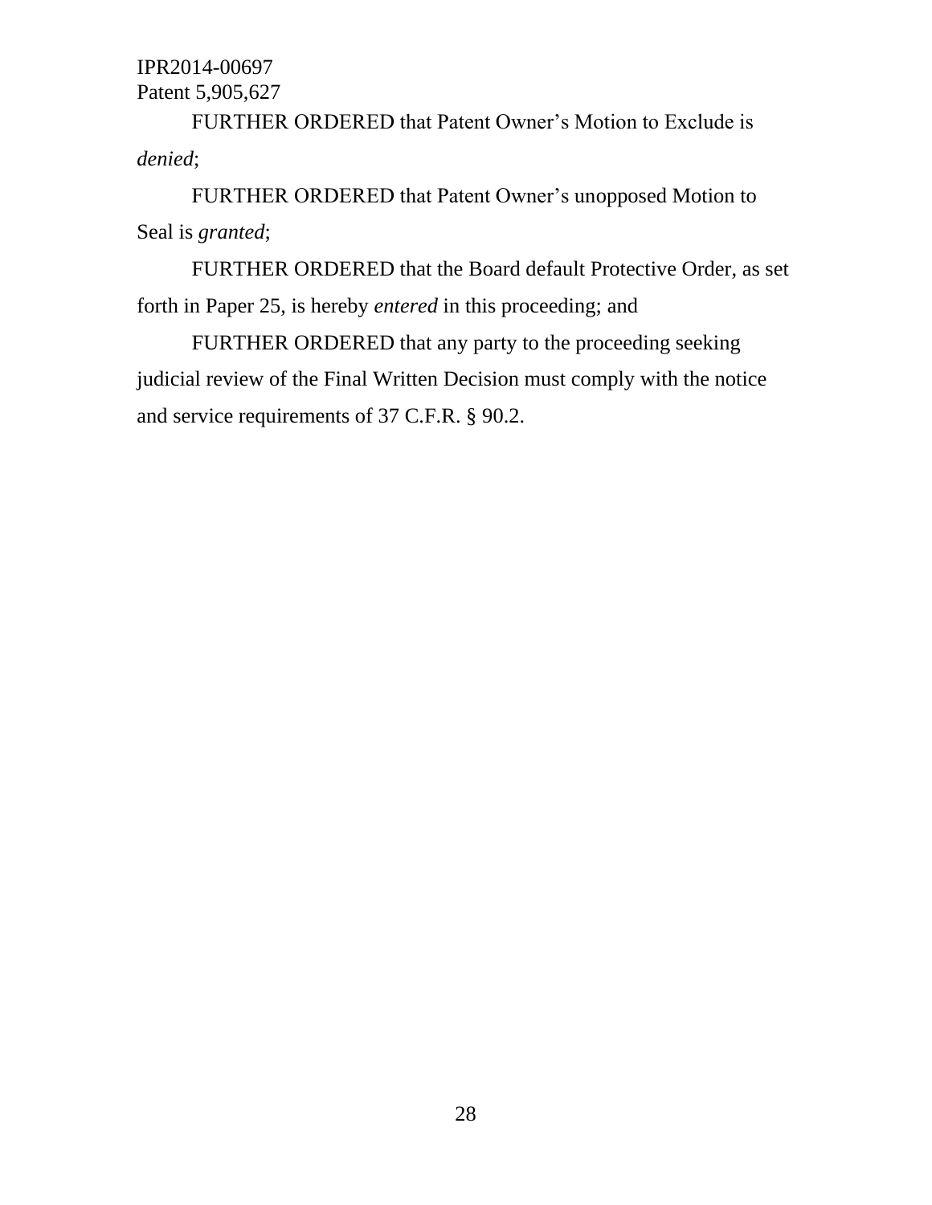FURTHER ORDERED that Patent Owner's Motion to Exclude is *denied*;

FURTHER ORDERED that Patent Owner's unopposed Motion to Seal is *granted*;

FURTHER ORDERED that the Board default Protective Order, as set forth in Paper 25, is hereby *entered* in this proceeding; and

FURTHER ORDERED that any party to the proceeding seeking judicial review of the Final Written Decision must comply with the notice and service requirements of 37 C.F.R. § 90.2.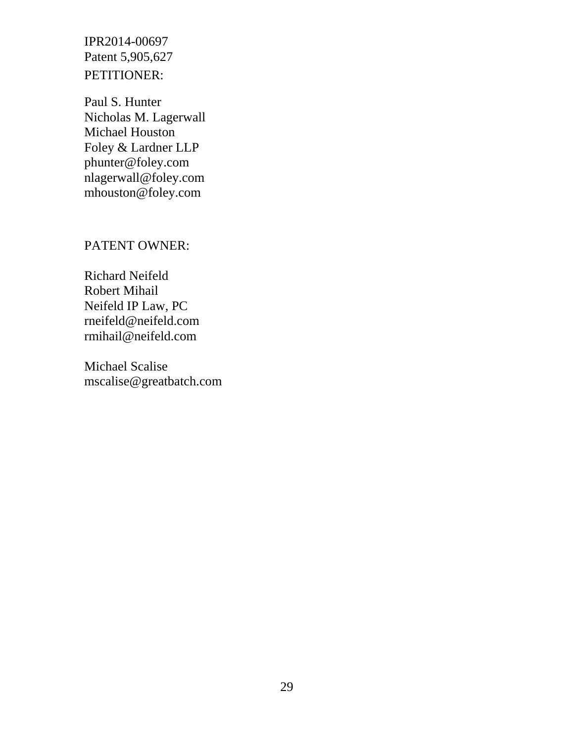PETITIONER:

Paul S. Hunter
Nicholas M. Lagerwall
Michael Houston
Foley & Lardner LLP
phunter@foley.com
nlagerwall@foley.com
mhouston@foley.com

PATENT OWNER:

Richard Neifeld
Robert Mihail
Neifeld IP Law, PC
rneifeld@neifeld.com
rmihail@neifeld.com

Michael Scalise
mscalise@greatbatch.com